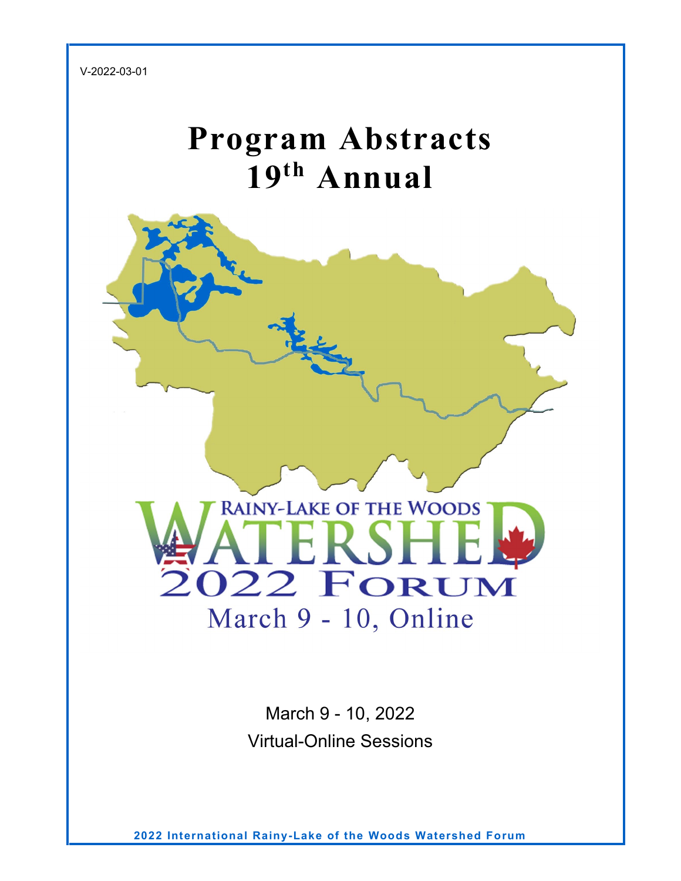V-2022-03-01

# Program Abstracts
# 19th Annual

RAINY-LAKE OF THE WOODS

WATERSHED

2022 FORUM

March 9 - 10, Online

March 9 - 10, 2022

Virtual-Online Sessions

**2022 International Rainy-Lake of the Woods Watershed Forum**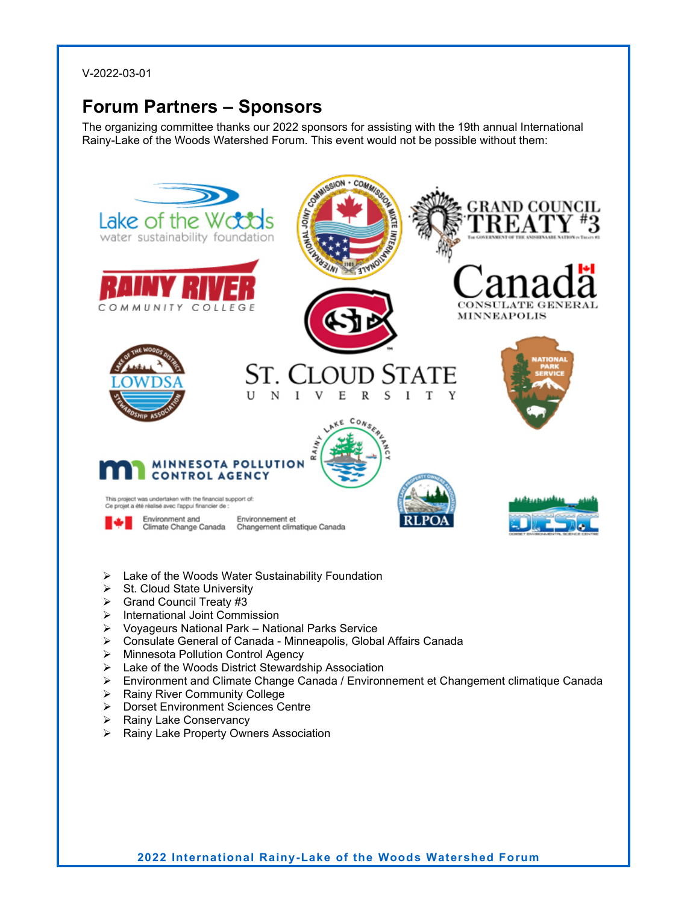V-2022-03-01

## Forum Partners – Sponsors

The organizing committee thanks our 2022 sponsors for assisting with the 19th annual International Rainy-Lake of the Woods Watershed Forum. This event would not be possible without them:

- Lake of the Woods Water Sustainability Foundation
- St. Cloud State University
- Grand Council Treaty #3
- International Joint Commission
- Voyageurs National Park – National Parks Service
- Consulate General of Canada - Minneapolis, Global Affairs Canada
- Minnesota Pollution Control Agency
- Lake of the Woods District Stewardship Association
- Environment and Climate Change Canada / Environnement et Changement climatique Canada
- Rainy River Community College
- Dorset Environment Sciences Centre
- Rainy Lake Conservancy
- Rainy Lake Property Owners Association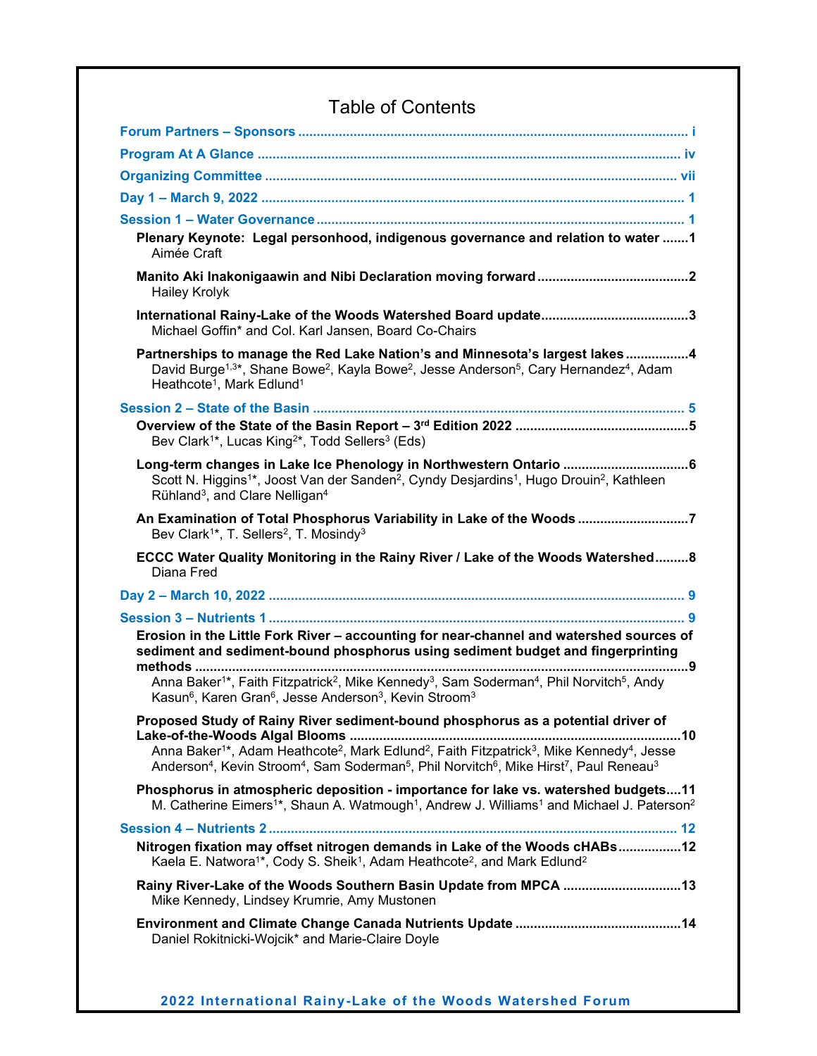# Table of Contents

**Forum Partners – Sponsors** ........ i

**Program At A Glance** ........ iv

**Organizing Committee** ........ vii

**Day 1 – March 9, 2022** ........ 1

**Session 1 – Water Governance** ........ 1

**Plenary Keynote: Legal personhood, indigenous governance and relation to water** ........ 1
Aimée Craft

**Manito Aki Inakonigaawin and Nibi Declaration moving forward** ........ 2
Hailey Krolyk

**International Rainy-Lake of the Woods Watershed Board update** ........ 3
Michael Goffin* and Col. Karl Jansen, Board Co-Chairs

**Partnerships to manage the Red Lake Nation's and Minnesota's largest lakes** ........ 4
David Burge[1,3]*, Shane Bowe[2], Kayla Bowe[2], Jesse Anderson[5], Cary Hernandez[4], Adam Heathcote[1], Mark Edlund[1]

**Session 2 – State of the Basin** ........ 5

**Overview of the State of the Basin Report – 3rd Edition 2022** ........ 5
Bev Clark[1]*, Lucas King[2]*, Todd Sellers[3] (Eds)

**Long-term changes in Lake Ice Phenology in Northwestern Ontario** ........ 6
Scott N. Higgins[1]*, Joost Van der Sanden[2], Cyndy Desjardins[1], Hugo Drouin[2], Kathleen Rühland[3], and Clare Nelligan[4]

**An Examination of Total Phosphorus Variability in Lake of the Woods** ........ 7
Bev Clark[1]*, T. Sellers[2], T. Mosindy[3]

**ECCC Water Quality Monitoring in the Rainy River / Lake of the Woods Watershed** ........ 8
Diana Fred

**Day 2 – March 10, 2022** ........ 9

**Session 3 – Nutrients 1** ........ 9

**Erosion in the Little Fork River – accounting for near-channel and watershed sources of sediment and sediment-bound phosphorus using sediment budget and fingerprinting methods** ........ 9
Anna Baker[1]*, Faith Fitzpatrick[2], Mike Kennedy[3], Sam Soderman[4], Phil Norvitch[5], Andy Kasun[6], Karen Gran[6], Jesse Anderson[3], Kevin Stroom[3]

**Proposed Study of Rainy River sediment-bound phosphorus as a potential driver of Lake-of-the-Woods Algal Blooms** ........ 10
Anna Baker[1]*, Adam Heathcote[2], Mark Edlund[2], Faith Fitzpatrick[3], Mike Kennedy[4], Jesse Anderson[4], Kevin Stroom[4], Sam Soderman[5], Phil Norvitch[6], Mike Hirst[7], Paul Reneau[3]

**Phosphorus in atmospheric deposition - importance for lake vs. watershed budgets** ........ 11
M. Catherine Eimers[1]*, Shaun A. Watmough[1], Andrew J. Williams[1] and Michael J. Paterson[2]

**Session 4 – Nutrients 2** ........ 12

**Nitrogen fixation may offset nitrogen demands in Lake of the Woods cHABs** ........ 12
Kaela E. Natwora[1]*, Cody S. Sheik[1], Adam Heathcote[2], and Mark Edlund[2]

**Rainy River-Lake of the Woods Southern Basin Update from MPCA** ........ 13
Mike Kennedy, Lindsey Krumrie, Amy Mustonen

**Environment and Climate Change Canada Nutrients Update** ........ 14
Daniel Rokitnicki-Wojcik* and Marie-Claire Doyle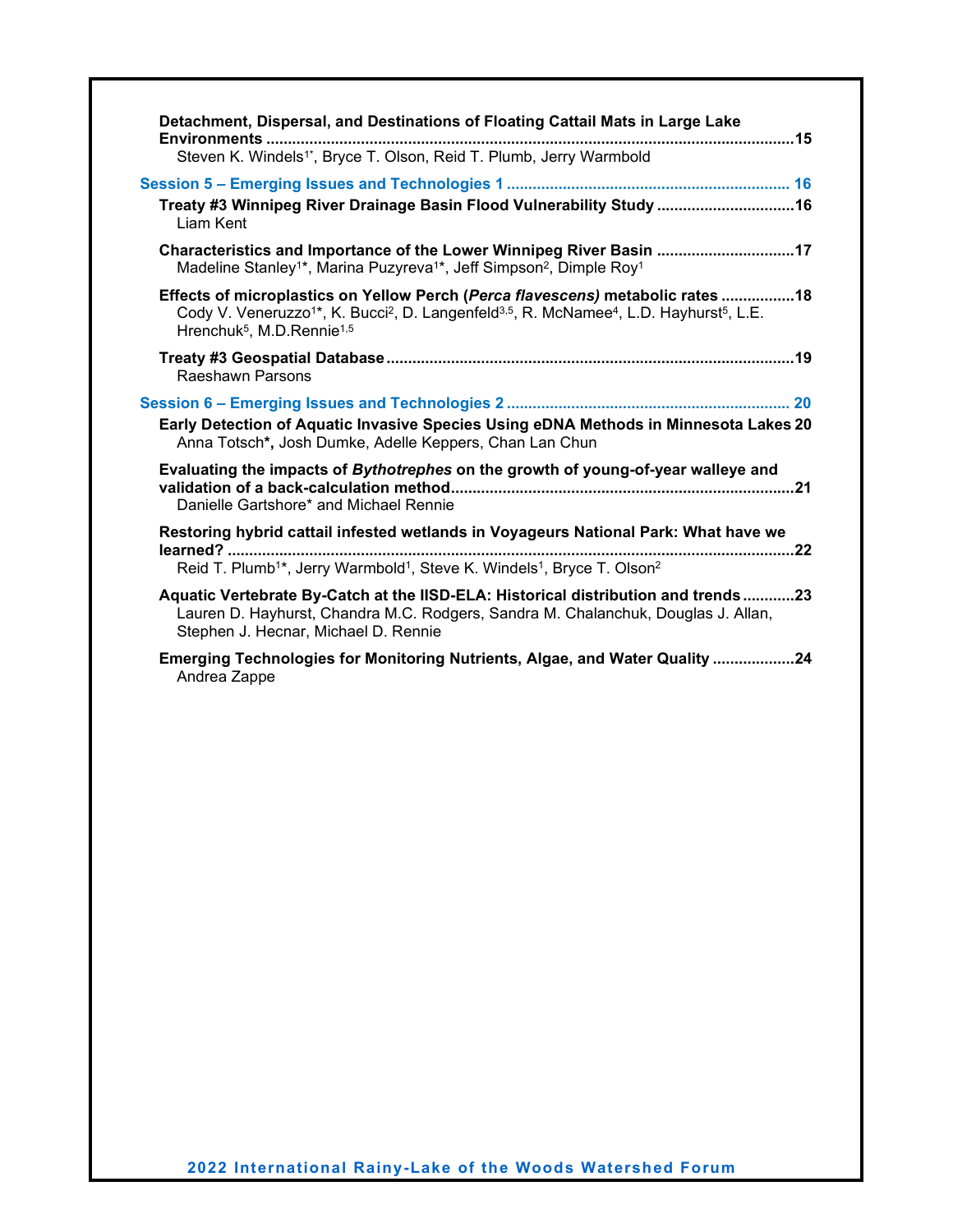**Detachment, Dispersal, and Destinations of Floating Cattail Mats in Large Lake Environments** ........................................................................................................................15
Steven K. Windels[1*], Bryce T. Olson, Reid T. Plumb, Jerry Warmbold

## Session 5 – Emerging Issues and Technologies 1 ................................................................. 16

**Treaty #3 Winnipeg River Drainage Basin Flood Vulnerability Study** ...............................16
Liam Kent

**Characteristics and Importance of the Lower Winnipeg River Basin** ...............................17
Madeline Stanley[1]*, Marina Puzyreva[1]*, Jeff Simpson[2], Dimple Roy[1]

**Effects of microplastics on Yellow Perch (*Perca flavescens*) metabolic rates** ................18
Cody V. Veneruzzo[1]*, K. Bucci[2], D. Langenfeld[3,5], R. McNamee[4], L.D. Hayhurst[5], L.E. Hrenchuk[5], M.D.Rennie[1,5]

**Treaty #3 Geospatial Database** ..............................................................................................19
Raeshawn Parsons

## Session 6 – Emerging Issues and Technologies 2 ................................................................. 20

**Early Detection of Aquatic Invasive Species Using eDNA Methods in Minnesota Lakes** 20
Anna Totsch*, Josh Dumke, Adelle Keppers, Chan Lan Chun

**Evaluating the impacts of *Bythotrephes* on the growth of young-of-year walleye and validation of a back-calculation method**...............................................................................21
Danielle Gartshore* and Michael Rennie

**Restoring hybrid cattail infested wetlands in Voyageurs National Park: What have we learned?** ..................................................................................................................................22
Reid T. Plumb[1]*, Jerry Warmbold[1], Steve K. Windels[1], Bryce T. Olson[2]

**Aquatic Vertebrate By-Catch at the IISD-ELA: Historical distribution and trends** ............23
Lauren D. Hayhurst, Chandra M.C. Rodgers, Sandra M. Chalanchuk, Douglas J. Allan, Stephen J. Hecnar, Michael D. Rennie

**Emerging Technologies for Monitoring Nutrients, Algae, and Water Quality** ...................24
Andrea Zappe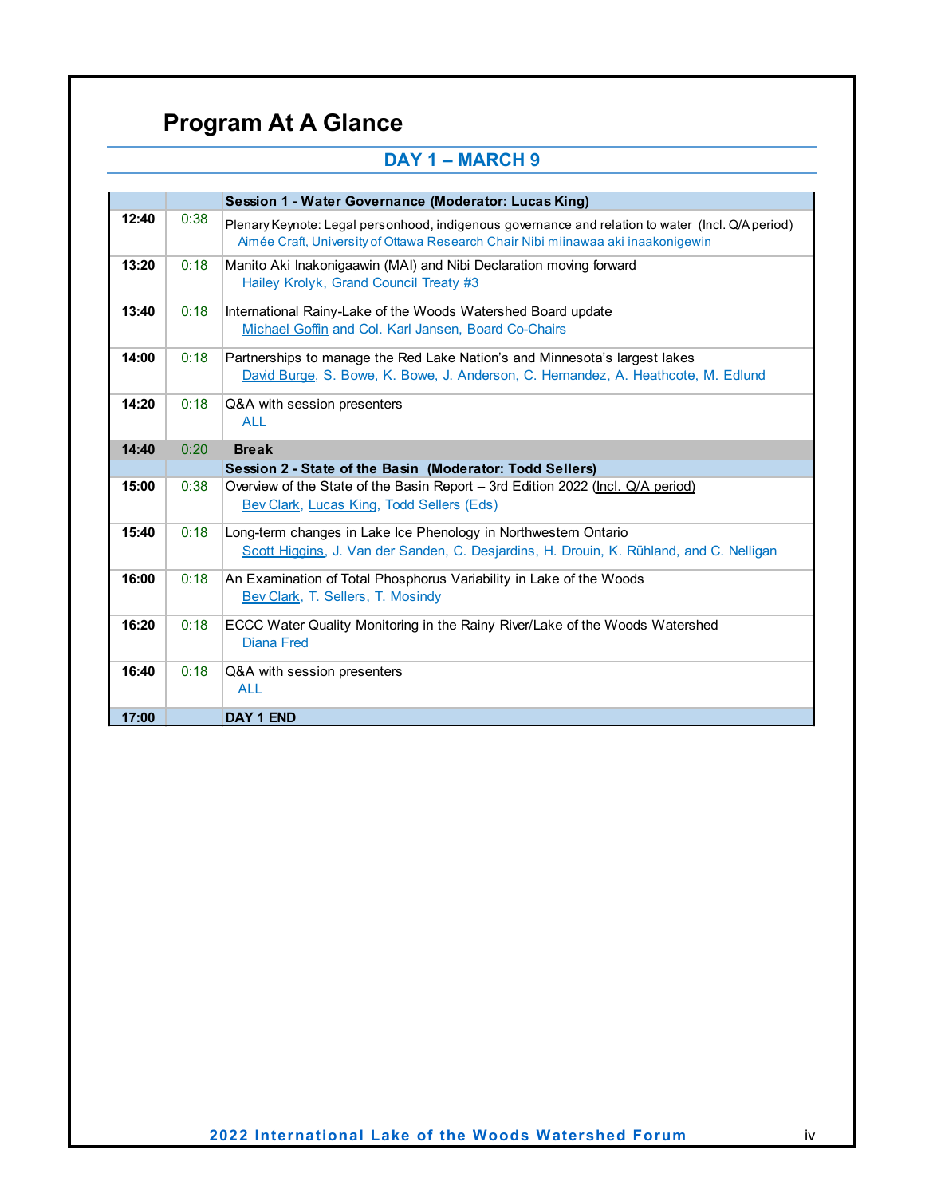# Program At A Glance

## DAY 1 – MARCH 9

| | | Session 1 - Water Governance (Moderator: Lucas King) |
|---|---|---|
| **12:40** | 0:38 | Plenary Keynote: Legal personhood, indigenous governance and relation to water (Incl. Q/A period)<br>Aimée Craft, University of Ottawa Research Chair Nibi miinawaa aki inaakonigewin |
| **13:20** | 0:18 | Manito Aki Inakonigaawin (MAI) and Nibi Declaration moving forward<br>Hailey Krolyk, Grand Council Treaty #3 |
| **13:40** | 0:18 | International Rainy-Lake of the Woods Watershed Board update<br>Michael Goffin and Col. Karl Jansen, Board Co-Chairs |
| **14:00** | 0:18 | Partnerships to manage the Red Lake Nation's and Minnesota's largest lakes<br>David Burge, S. Bowe, K. Bowe, J. Anderson, C. Hernandez, A. Heathcote, M. Edlund |
| **14:20** | 0:18 | Q&A with session presenters<br>ALL |
| **14:40** | 0:20 | **Break** |
| | | **Session 2 - State of the Basin (Moderator: Todd Sellers)** |
| **15:00** | 0:38 | Overview of the State of the Basin Report – 3rd Edition 2022 (Incl. Q/A period)<br>Bev Clark, Lucas King, Todd Sellers (Eds) |
| **15:40** | 0:18 | Long-term changes in Lake Ice Phenology in Northwestern Ontario<br>Scott Higgins, J. Van der Sanden, C. Desjardins, H. Drouin, K. Rühland, and C. Nelligan |
| **16:00** | 0:18 | An Examination of Total Phosphorus Variability in Lake of the Woods<br>Bev Clark, T. Sellers, T. Mosindy |
| **16:20** | 0:18 | ECCC Water Quality Monitoring in the Rainy River/Lake of the Woods Watershed<br>Diana Fred |
| **16:40** | 0:18 | Q&A with session presenters<br>ALL |
| **17:00** | | **DAY 1 END** |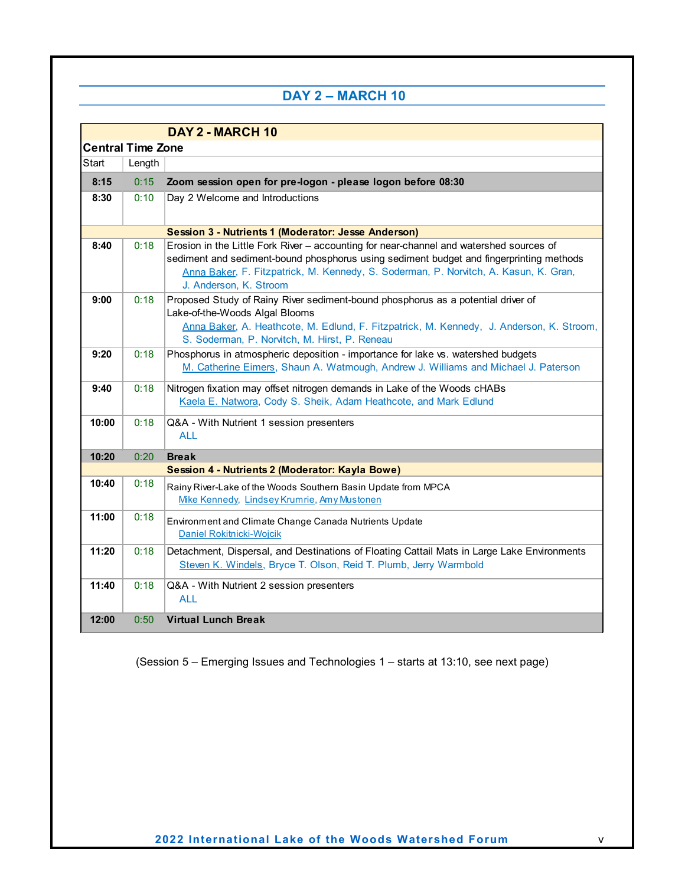## DAY 2 – MARCH 10

| DAY 2 - MARCH 10 | | |
|---|---|---|
| **Central Time Zone** | | |
| Start | Length | |
| **8:15** | 0:15 | **Zoom session open for pre-logon - please logon before 08:30** |
| **8:30** | 0:10 | Day 2 Welcome and Introductions |
| | | **Session 3 - Nutrients 1 (Moderator: Jesse Anderson)** |
| **8:40** | 0:18 | Erosion in the Little Fork River – accounting for near-channel and watershed sources of sediment and sediment-bound phosphorus using sediment budget and fingerprinting methods<br>Anna Baker, F. Fitzpatrick, M. Kennedy, S. Soderman, P. Norvitch, A. Kasun, K. Gran, J. Anderson, K. Stroom |
| **9:00** | 0:18 | Proposed Study of Rainy River sediment-bound phosphorus as a potential driver of Lake-of-the-Woods Algal Blooms<br>Anna Baker, A. Heathcote, M. Edlund, F. Fitzpatrick, M. Kennedy, J. Anderson, K. Stroom, S. Soderman, P. Norvitch, M. Hirst, P. Reneau |
| **9:20** | 0:18 | Phosphorus in atmospheric deposition - importance for lake vs. watershed budgets<br>M. Catherine Eimers, Shaun A. Watmough, Andrew J. Williams and Michael J. Paterson |
| **9:40** | 0:18 | Nitrogen fixation may offset nitrogen demands in Lake of the Woods cHABs<br>Kaela E. Natwora, Cody S. Sheik, Adam Heathcote, and Mark Edlund |
| **10:00** | 0:18 | Q&A - With Nutrient 1 session presenters<br>ALL |
| **10:20** | 0:20 | **Break** |
| | | **Session 4 - Nutrients 2 (Moderator: Kayla Bowe)** |
| **10:40** | 0:18 | Rainy River-Lake of the Woods Southern Basin Update from MPCA<br>Mike Kennedy, Lindsey Krumrie, Amy Mustonen |
| **11:00** | 0:18 | Environment and Climate Change Canada Nutrients Update<br>Daniel Rokitnicki-Wojcik |
| **11:20** | 0:18 | Detachment, Dispersal, and Destinations of Floating Cattail Mats in Large Lake Environments<br>Steven K. Windels, Bryce T. Olson, Reid T. Plumb, Jerry Warmbold |
| **11:40** | 0:18 | Q&A - With Nutrient 2 session presenters<br>ALL |
| **12:00** | 0:50 | **Virtual Lunch Break** |

(Session 5 – Emerging Issues and Technologies 1 – starts at 13:10, see next page)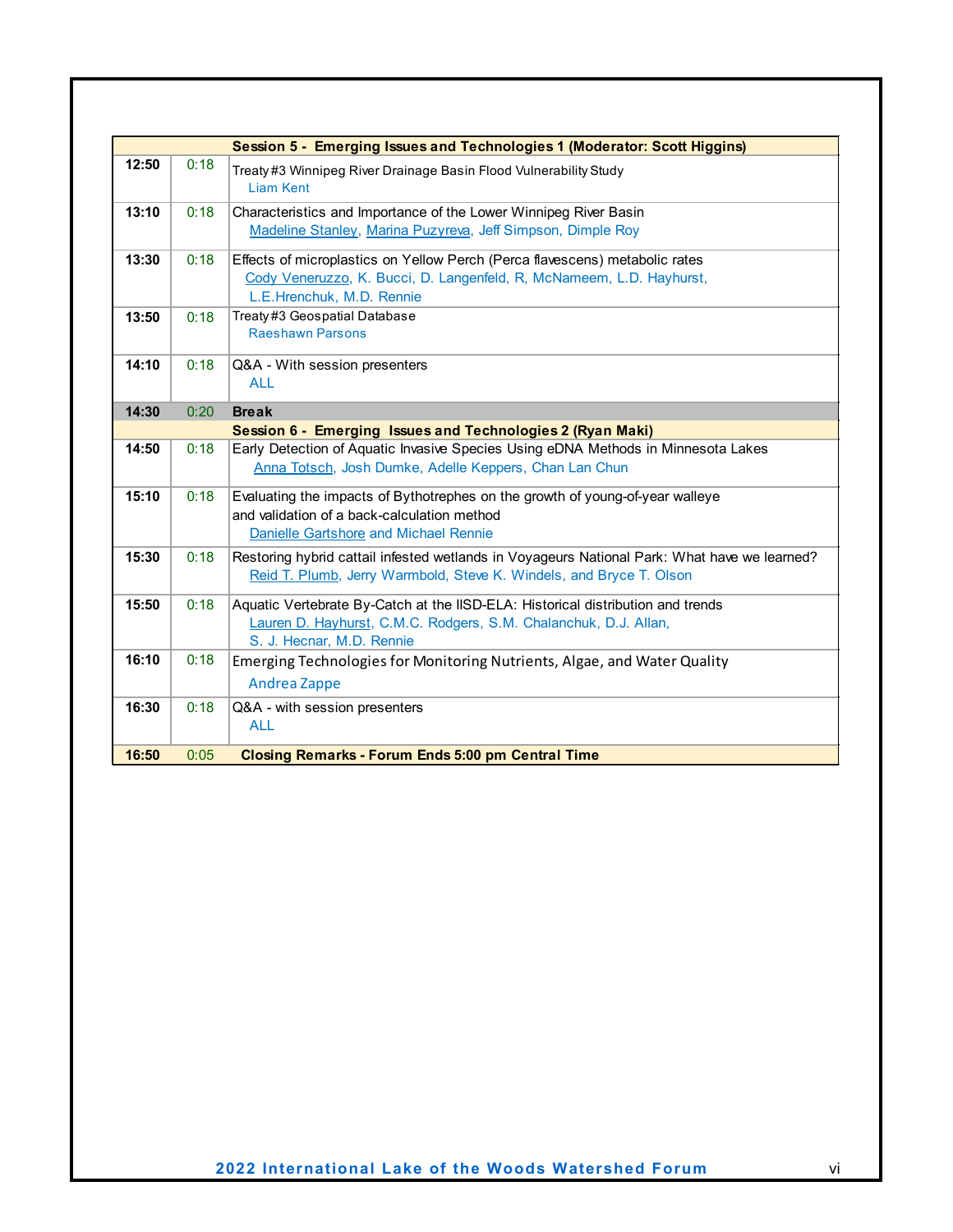| | | Session 5 - Emerging Issues and Technologies 1 (Moderator: Scott Higgins) |
|---|---|---|
| **12:50** | 0:18 | Treaty #3 Winnipeg River Drainage Basin Flood Vulnerability Study<br>Liam Kent |
| **13:10** | 0:18 | Characteristics and Importance of the Lower Winnipeg River Basin<br>Madeline Stanley, Marina Puzyreva, Jeff Simpson, Dimple Roy |
| **13:30** | 0:18 | Effects of microplastics on Yellow Perch (Perca flavescens) metabolic rates<br>Cody Veneruzzo, K. Bucci, D. Langenfeld, R, McNameem, L.D. Hayhurst, L.E.Hrenchuk, M.D. Rennie |
| **13:50** | 0:18 | Treaty #3 Geospatial Database<br>Raeshawn Parsons |
| **14:10** | 0:18 | Q&A - With session presenters<br>ALL |
| **14:30** | 0:20 | **Break** |
| | | **Session 6 - Emerging Issues and Technologies 2 (Ryan Maki)** |
| **14:50** | 0:18 | Early Detection of Aquatic Invasive Species Using eDNA Methods in Minnesota Lakes<br>Anna Totsch, Josh Dumke, Adelle Keppers, Chan Lan Chun |
| **15:10** | 0:18 | Evaluating the impacts of Bythotrephes on the growth of young-of-year walleye and validation of a back-calculation method<br>Danielle Gartshore and Michael Rennie |
| **15:30** | 0:18 | Restoring hybrid cattail infested wetlands in Voyageurs National Park: What have we learned?<br>Reid T. Plumb, Jerry Warmbold, Steve K. Windels, and Bryce T. Olson |
| **15:50** | 0:18 | Aquatic Vertebrate By-Catch at the IISD-ELA: Historical distribution and trends<br>Lauren D. Hayhurst, C.M.C. Rodgers, S.M. Chalanchuk, D.J. Allan, S. J. Hecnar, M.D. Rennie |
| **16:10** | 0:18 | Emerging Technologies for Monitoring Nutrients, Algae, and Water Quality<br>Andrea Zappe |
| **16:30** | 0:18 | Q&A - with session presenters<br>ALL |
| **16:50** | 0:05 | **Closing Remarks - Forum Ends 5:00 pm Central Time** |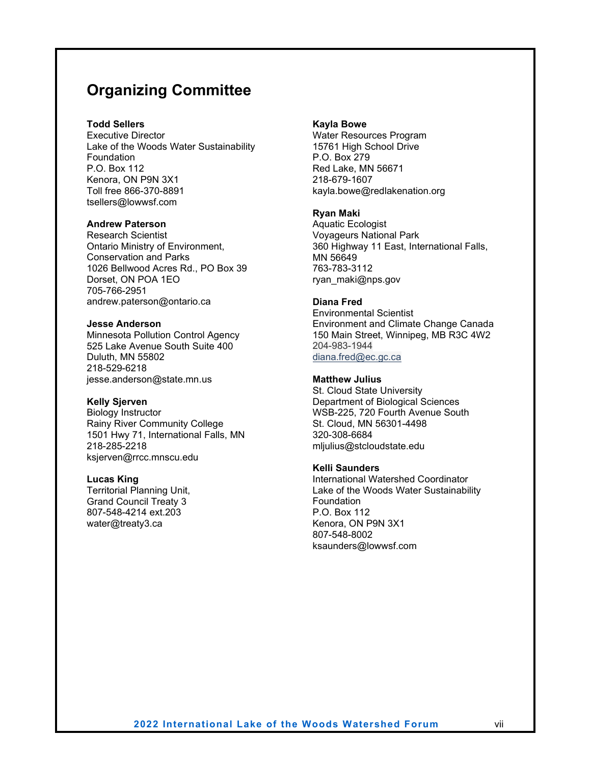## Organizing Committee

**Todd Sellers**
Executive Director
Lake of the Woods Water Sustainability Foundation
P.O. Box 112
Kenora, ON P9N 3X1
Toll free 866-370-8891
tsellers@lowwsf.com

**Andrew Paterson**
Research Scientist
Ontario Ministry of Environment, Conservation and Parks
1026 Bellwood Acres Rd., PO Box 39
Dorset, ON POA 1EO
705-766-2951
andrew.paterson@ontario.ca

**Jesse Anderson**
Minnesota Pollution Control Agency
525 Lake Avenue South Suite 400
Duluth, MN 55802
218-529-6218
jesse.anderson@state.mn.us

**Kelly Sjerven**
Biology Instructor
Rainy River Community College
1501 Hwy 71, International Falls, MN
218-285-2218
ksjerven@rrcc.mnscu.edu

**Lucas King**
Territorial Planning Unit,
Grand Council Treaty 3
807-548-4214 ext.203
water@treaty3.ca

**Kayla Bowe**
Water Resources Program
15761 High School Drive
P.O. Box 279
Red Lake, MN 56671
218-679-1607
kayla.bowe@redlakenation.org

**Ryan Maki**
Aquatic Ecologist
Voyageurs National Park
360 Highway 11 East, International Falls, MN 56649
763-783-3112
ryan_maki@nps.gov

**Diana Fred**
Environmental Scientist
Environment and Climate Change Canada
150 Main Street, Winnipeg, MB R3C 4W2
204-983-1944
diana.fred@ec.gc.ca

**Matthew Julius**
St. Cloud State University
Department of Biological Sciences
WSB-225, 720 Fourth Avenue South
St. Cloud, MN 56301-4498
320-308-6684
mljulius@stcloudstate.edu

**Kelli Saunders**
International Watershed Coordinator
Lake of the Woods Water Sustainability Foundation
P.O. Box 112
Kenora, ON P9N 3X1
807-548-8002
ksaunders@lowwsf.com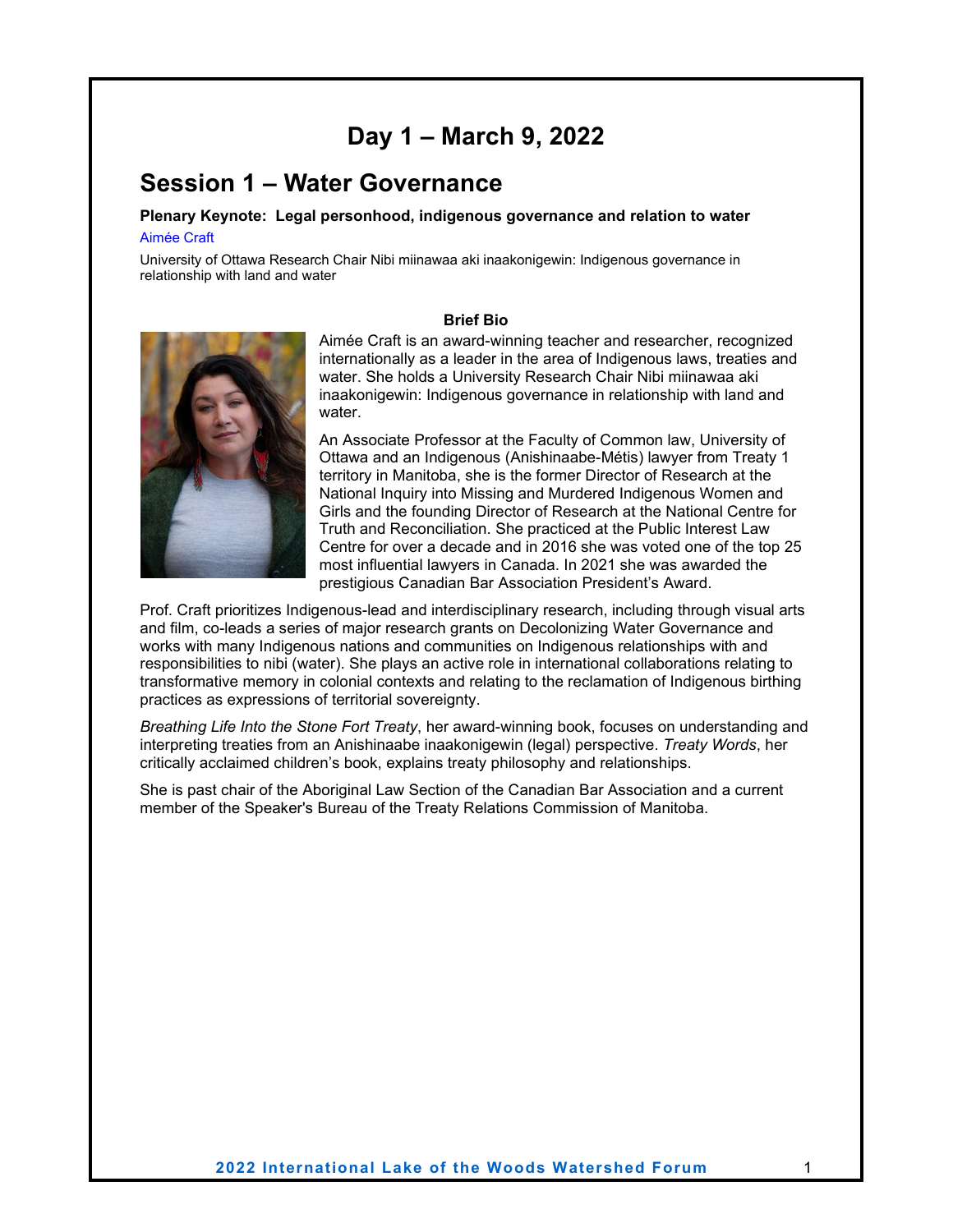# Day 1 – March 9, 2022

## Session 1 – Water Governance

**Plenary Keynote: Legal personhood, indigenous governance and relation to water**

Aimée Craft

University of Ottawa Research Chair Nibi miinawaa aki inaakonigewin: Indigenous governance in relationship with land and water

**Brief Bio**

Aimée Craft is an award-winning teacher and researcher, recognized internationally as a leader in the area of Indigenous laws, treaties and water. She holds a University Research Chair Nibi miinawaa aki inaakonigewin: Indigenous governance in relationship with land and water.

An Associate Professor at the Faculty of Common law, University of Ottawa and an Indigenous (Anishinaabe-Métis) lawyer from Treaty 1 territory in Manitoba, she is the former Director of Research at the National Inquiry into Missing and Murdered Indigenous Women and Girls and the founding Director of Research at the National Centre for Truth and Reconciliation. She practiced at the Public Interest Law Centre for over a decade and in 2016 she was voted one of the top 25 most influential lawyers in Canada. In 2021 she was awarded the prestigious Canadian Bar Association President's Award.

Prof. Craft prioritizes Indigenous-lead and interdisciplinary research, including through visual arts and film, co-leads a series of major research grants on Decolonizing Water Governance and works with many Indigenous nations and communities on Indigenous relationships with and responsibilities to nibi (water). She plays an active role in international collaborations relating to transformative memory in colonial contexts and relating to the reclamation of Indigenous birthing practices as expressions of territorial sovereignty.

*Breathing Life Into the Stone Fort Treaty*, her award-winning book, focuses on understanding and interpreting treaties from an Anishinaabe inaakonigewin (legal) perspective. *Treaty Words*, her critically acclaimed children's book, explains treaty philosophy and relationships.

She is past chair of the Aboriginal Law Section of the Canadian Bar Association and a current member of the Speaker's Bureau of the Treaty Relations Commission of Manitoba.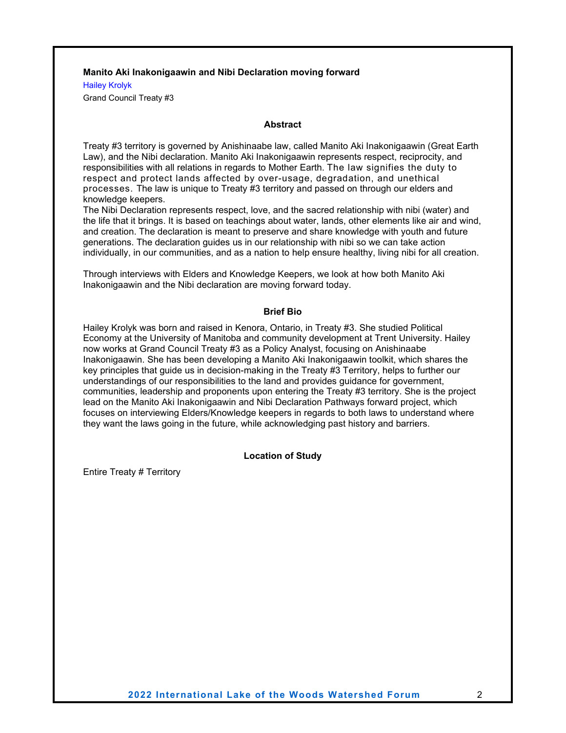### Manito Aki Inakonigaawin and Nibi Declaration moving forward

Hailey Krolyk

Grand Council Treaty #3

#### Abstract

Treaty #3 territory is governed by Anishinaabe law, called Manito Aki Inakonigaawin (Great Earth Law), and the Nibi declaration. Manito Aki Inakonigaawin represents respect, reciprocity, and responsibilities with all relations in regards to Mother Earth. The law signifies the duty to respect and protect lands affected by over-usage, degradation, and unethical processes. The law is unique to Treaty #3 territory and passed on through our elders and knowledge keepers.
The Nibi Declaration represents respect, love, and the sacred relationship with nibi (water) and the life that it brings. It is based on teachings about water, lands, other elements like air and wind, and creation. The declaration is meant to preserve and share knowledge with youth and future generations. The declaration guides us in our relationship with nibi so we can take action individually, in our communities, and as a nation to help ensure healthy, living nibi for all creation.

Through interviews with Elders and Knowledge Keepers, we look at how both Manito Aki Inakonigaawin and the Nibi declaration are moving forward today.

#### Brief Bio

Hailey Krolyk was born and raised in Kenora, Ontario, in Treaty #3. She studied Political Economy at the University of Manitoba and community development at Trent University. Hailey now works at Grand Council Treaty #3 as a Policy Analyst, focusing on Anishinaabe Inakonigaawin. She has been developing a Manito Aki Inakonigaawin toolkit, which shares the key principles that guide us in decision-making in the Treaty #3 Territory, helps to further our understandings of our responsibilities to the land and provides guidance for government, communities, leadership and proponents upon entering the Treaty #3 territory. She is the project lead on the Manito Aki Inakonigaawin and Nibi Declaration Pathways forward project, which focuses on interviewing Elders/Knowledge keepers in regards to both laws to understand where they want the laws going in the future, while acknowledging past history and barriers.

#### Location of Study

Entire Treaty # Territory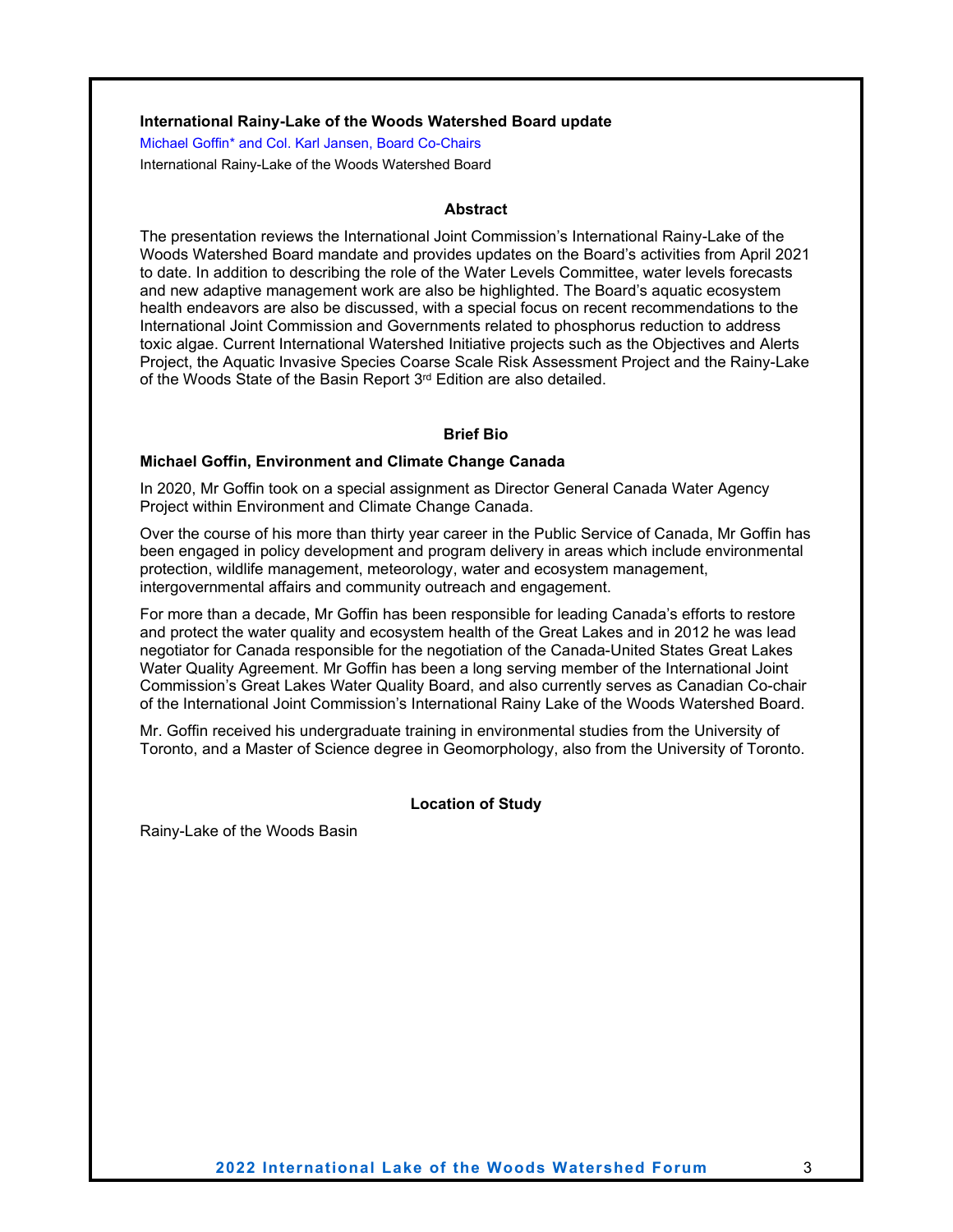### International Rainy-Lake of the Woods Watershed Board update

Michael Goffin* and Col. Karl Jansen, Board Co-Chairs

International Rainy-Lake of the Woods Watershed Board

#### Abstract

The presentation reviews the International Joint Commission's International Rainy-Lake of the Woods Watershed Board mandate and provides updates on the Board's activities from April 2021 to date. In addition to describing the role of the Water Levels Committee, water levels forecasts and new adaptive management work are also be highlighted. The Board's aquatic ecosystem health endeavors are also be discussed, with a special focus on recent recommendations to the International Joint Commission and Governments related to phosphorus reduction to address toxic algae. Current International Watershed Initiative projects such as the Objectives and Alerts Project, the Aquatic Invasive Species Coarse Scale Risk Assessment Project and the Rainy-Lake of the Woods State of the Basin Report 3rd Edition are also detailed.

#### Brief Bio

**Michael Goffin, Environment and Climate Change Canada**

In 2020, Mr Goffin took on a special assignment as Director General Canada Water Agency Project within Environment and Climate Change Canada.

Over the course of his more than thirty year career in the Public Service of Canada, Mr Goffin has been engaged in policy development and program delivery in areas which include environmental protection, wildlife management, meteorology, water and ecosystem management, intergovernmental affairs and community outreach and engagement.

For more than a decade, Mr Goffin has been responsible for leading Canada's efforts to restore and protect the water quality and ecosystem health of the Great Lakes and in 2012 he was lead negotiator for Canada responsible for the negotiation of the Canada-United States Great Lakes Water Quality Agreement. Mr Goffin has been a long serving member of the International Joint Commission's Great Lakes Water Quality Board, and also currently serves as Canadian Co-chair of the International Joint Commission's International Rainy Lake of the Woods Watershed Board.

Mr. Goffin received his undergraduate training in environmental studies from the University of Toronto, and a Master of Science degree in Geomorphology, also from the University of Toronto.

#### Location of Study

Rainy-Lake of the Woods Basin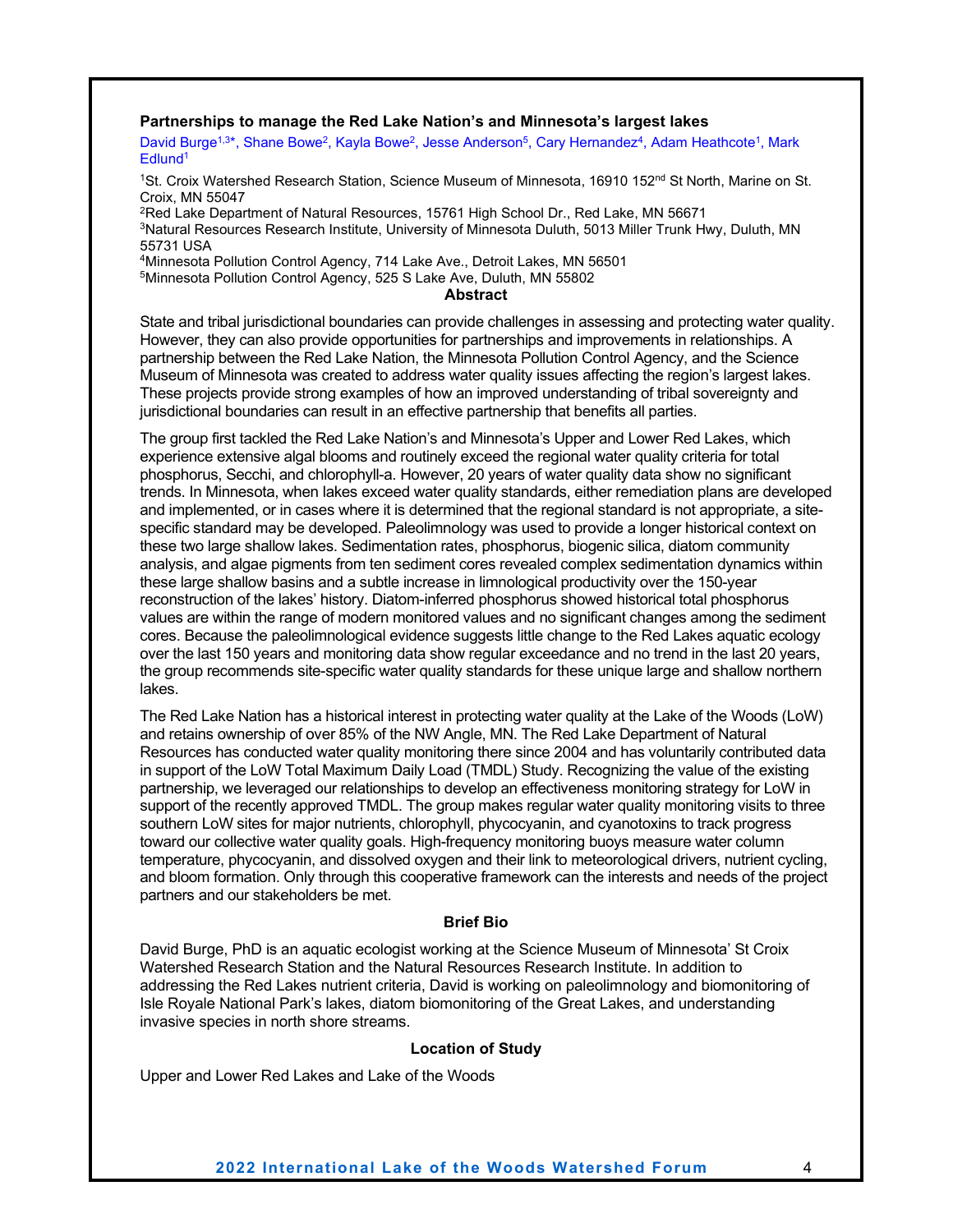### Partnerships to manage the Red Lake Nation's and Minnesota's largest lakes

David Burge[1,3*], Shane Bowe[2], Kayla Bowe[2], Jesse Anderson[5], Cary Hernandez[4], Adam Heathcote[1], Mark Edlund[1]

[1]St. Croix Watershed Research Station, Science Museum of Minnesota, 16910 152nd St North, Marine on St. Croix, MN 55047
[2]Red Lake Department of Natural Resources, 15761 High School Dr., Red Lake, MN 56671
[3]Natural Resources Research Institute, University of Minnesota Duluth, 5013 Miller Trunk Hwy, Duluth, MN 55731 USA
[4]Minnesota Pollution Control Agency, 714 Lake Ave., Detroit Lakes, MN 56501
[5]Minnesota Pollution Control Agency, 525 S Lake Ave, Duluth, MN 55802

#### Abstract

State and tribal jurisdictional boundaries can provide challenges in assessing and protecting water quality. However, they can also provide opportunities for partnerships and improvements in relationships. A partnership between the Red Lake Nation, the Minnesota Pollution Control Agency, and the Science Museum of Minnesota was created to address water quality issues affecting the region's largest lakes. These projects provide strong examples of how an improved understanding of tribal sovereignty and jurisdictional boundaries can result in an effective partnership that benefits all parties.

The group first tackled the Red Lake Nation's and Minnesota's Upper and Lower Red Lakes, which experience extensive algal blooms and routinely exceed the regional water quality criteria for total phosphorus, Secchi, and chlorophyll-a. However, 20 years of water quality data show no significant trends. In Minnesota, when lakes exceed water quality standards, either remediation plans are developed and implemented, or in cases where it is determined that the regional standard is not appropriate, a site-specific standard may be developed. Paleolimnology was used to provide a longer historical context on these two large shallow lakes. Sedimentation rates, phosphorus, biogenic silica, diatom community analysis, and algae pigments from ten sediment cores revealed complex sedimentation dynamics within these large shallow basins and a subtle increase in limnological productivity over the 150-year reconstruction of the lakes' history. Diatom-inferred phosphorus showed historical total phosphorus values are within the range of modern monitored values and no significant changes among the sediment cores. Because the paleolimnological evidence suggests little change to the Red Lakes aquatic ecology over the last 150 years and monitoring data show regular exceedance and no trend in the last 20 years, the group recommends site-specific water quality standards for these unique large and shallow northern lakes.

The Red Lake Nation has a historical interest in protecting water quality at the Lake of the Woods (LoW) and retains ownership of over 85% of the NW Angle, MN. The Red Lake Department of Natural Resources has conducted water quality monitoring there since 2004 and has voluntarily contributed data in support of the LoW Total Maximum Daily Load (TMDL) Study. Recognizing the value of the existing partnership, we leveraged our relationships to develop an effectiveness monitoring strategy for LoW in support of the recently approved TMDL. The group makes regular water quality monitoring visits to three southern LoW sites for major nutrients, chlorophyll, phycocyanin, and cyanotoxins to track progress toward our collective water quality goals. High-frequency monitoring buoys measure water column temperature, phycocyanin, and dissolved oxygen and their link to meteorological drivers, nutrient cycling, and bloom formation. Only through this cooperative framework can the interests and needs of the project partners and our stakeholders be met.

#### Brief Bio

David Burge, PhD is an aquatic ecologist working at the Science Museum of Minnesota' St Croix Watershed Research Station and the Natural Resources Research Institute. In addition to addressing the Red Lakes nutrient criteria, David is working on paleolimnology and biomonitoring of Isle Royale National Park's lakes, diatom biomonitoring of the Great Lakes, and understanding invasive species in north shore streams.

#### Location of Study

Upper and Lower Red Lakes and Lake of the Woods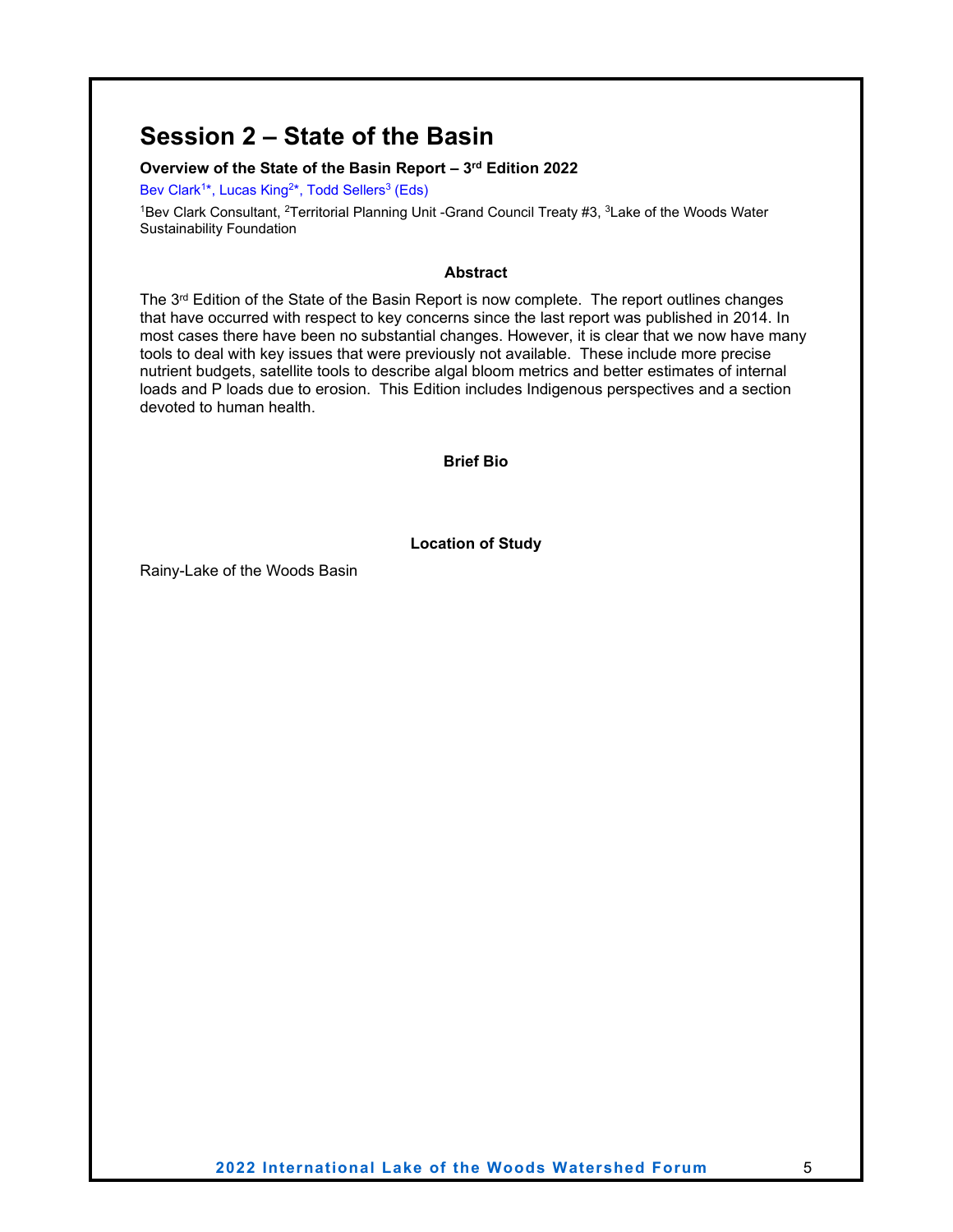# Session 2 – State of the Basin

**Overview of the State of the Basin Report – 3rd Edition 2022**

Bev Clark[1]*, Lucas King[2]*, Todd Sellers[3] (Eds)

[1]Bev Clark Consultant, [2]Territorial Planning Unit -Grand Council Treaty #3, [3]Lake of the Woods Water Sustainability Foundation

**Abstract**

The 3rd Edition of the State of the Basin Report is now complete. The report outlines changes that have occurred with respect to key concerns since the last report was published in 2014. In most cases there have been no substantial changes. However, it is clear that we now have many tools to deal with key issues that were previously not available. These include more precise nutrient budgets, satellite tools to describe algal bloom metrics and better estimates of internal loads and P loads due to erosion. This Edition includes Indigenous perspectives and a section devoted to human health.

**Brief Bio**

**Location of Study**

Rainy-Lake of the Woods Basin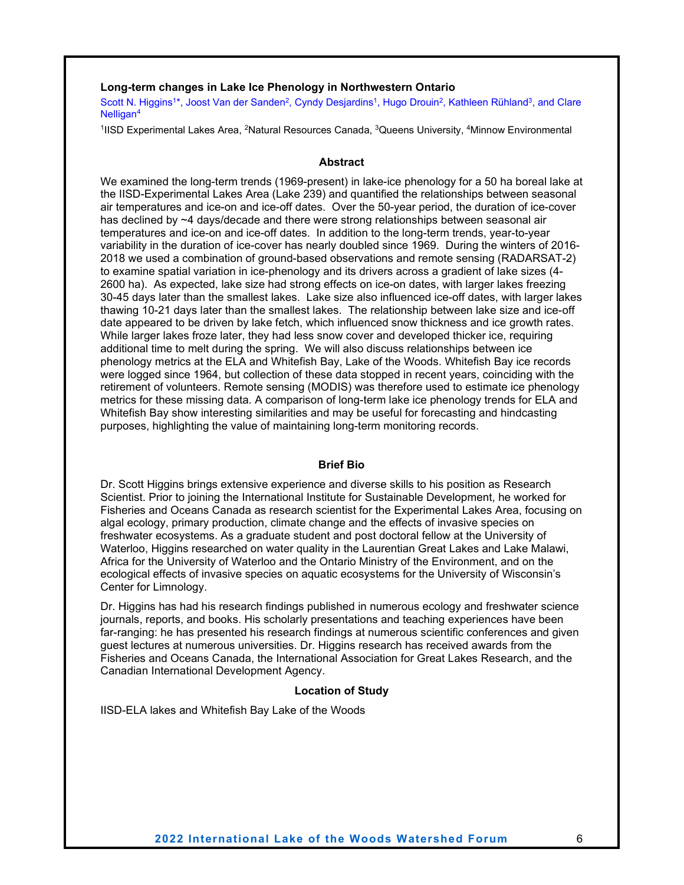### Long-term changes in Lake Ice Phenology in Northwestern Ontario

Scott N. Higgins[1*], Joost Van der Sanden[2], Cyndy Desjardins[1], Hugo Drouin[2], Kathleen Rühland[3], and Clare Nelligan[4]

[1]IISD Experimental Lakes Area, [2]Natural Resources Canada, [3]Queens University, [4]Minnow Environmental

#### Abstract

We examined the long-term trends (1969-present) in lake-ice phenology for a 50 ha boreal lake at the IISD-Experimental Lakes Area (Lake 239) and quantified the relationships between seasonal air temperatures and ice-on and ice-off dates. Over the 50-year period, the duration of ice-cover has declined by ~4 days/decade and there were strong relationships between seasonal air temperatures and ice-on and ice-off dates. In addition to the long-term trends, year-to-year variability in the duration of ice-cover has nearly doubled since 1969. During the winters of 2016-2018 we used a combination of ground-based observations and remote sensing (RADARSAT-2) to examine spatial variation in ice-phenology and its drivers across a gradient of lake sizes (4-2600 ha). As expected, lake size had strong effects on ice-on dates, with larger lakes freezing 30-45 days later than the smallest lakes. Lake size also influenced ice-off dates, with larger lakes thawing 10-21 days later than the smallest lakes. The relationship between lake size and ice-off date appeared to be driven by lake fetch, which influenced snow thickness and ice growth rates. While larger lakes froze later, they had less snow cover and developed thicker ice, requiring additional time to melt during the spring. We will also discuss relationships between ice phenology metrics at the ELA and Whitefish Bay, Lake of the Woods. Whitefish Bay ice records were logged since 1964, but collection of these data stopped in recent years, coinciding with the retirement of volunteers. Remote sensing (MODIS) was therefore used to estimate ice phenology metrics for these missing data. A comparison of long-term lake ice phenology trends for ELA and Whitefish Bay show interesting similarities and may be useful for forecasting and hindcasting purposes, highlighting the value of maintaining long-term monitoring records.

#### Brief Bio

Dr. Scott Higgins brings extensive experience and diverse skills to his position as Research Scientist. Prior to joining the International Institute for Sustainable Development, he worked for Fisheries and Oceans Canada as research scientist for the Experimental Lakes Area, focusing on algal ecology, primary production, climate change and the effects of invasive species on freshwater ecosystems. As a graduate student and post doctoral fellow at the University of Waterloo, Higgins researched on water quality in the Laurentian Great Lakes and Lake Malawi, Africa for the University of Waterloo and the Ontario Ministry of the Environment, and on the ecological effects of invasive species on aquatic ecosystems for the University of Wisconsin's Center for Limnology.

Dr. Higgins has had his research findings published in numerous ecology and freshwater science journals, reports, and books. His scholarly presentations and teaching experiences have been far-ranging: he has presented his research findings at numerous scientific conferences and given guest lectures at numerous universities. Dr. Higgins research has received awards from the Fisheries and Oceans Canada, the International Association for Great Lakes Research, and the Canadian International Development Agency.

#### Location of Study

IISD-ELA lakes and Whitefish Bay Lake of the Woods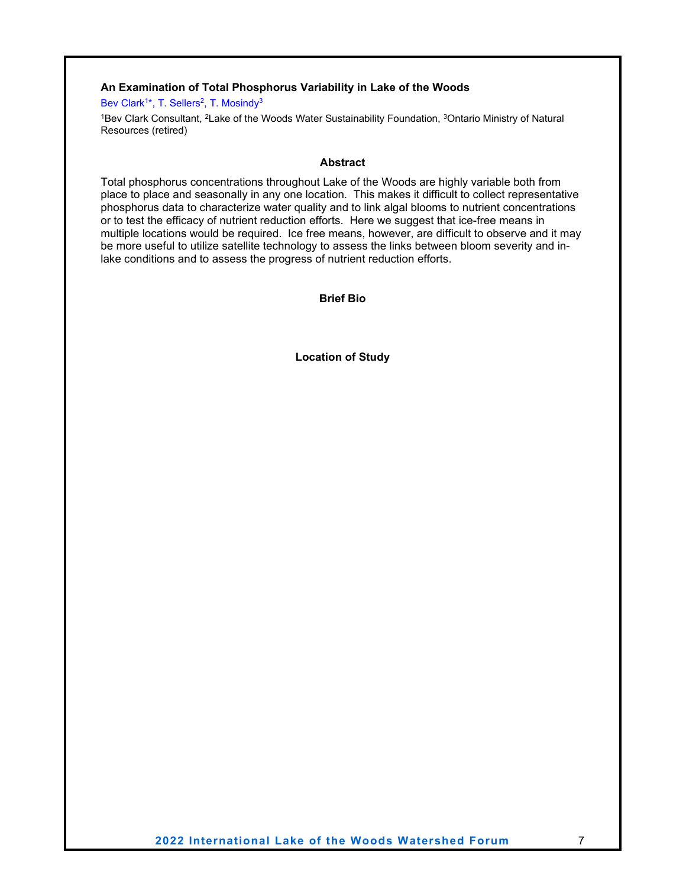### An Examination of Total Phosphorus Variability in Lake of the Woods

Bev Clark[1]*, T. Sellers[2], T. Mosindy[3]

[1]Bev Clark Consultant, [2]Lake of the Woods Water Sustainability Foundation, [3]Ontario Ministry of Natural Resources (retired)

**Abstract**

Total phosphorus concentrations throughout Lake of the Woods are highly variable both from place to place and seasonally in any one location. This makes it difficult to collect representative phosphorus data to characterize water quality and to link algal blooms to nutrient concentrations or to test the efficacy of nutrient reduction efforts. Here we suggest that ice-free means in multiple locations would be required. Ice free means, however, are difficult to observe and it may be more useful to utilize satellite technology to assess the links between bloom severity and in-lake conditions and to assess the progress of nutrient reduction efforts.

**Brief Bio**

**Location of Study**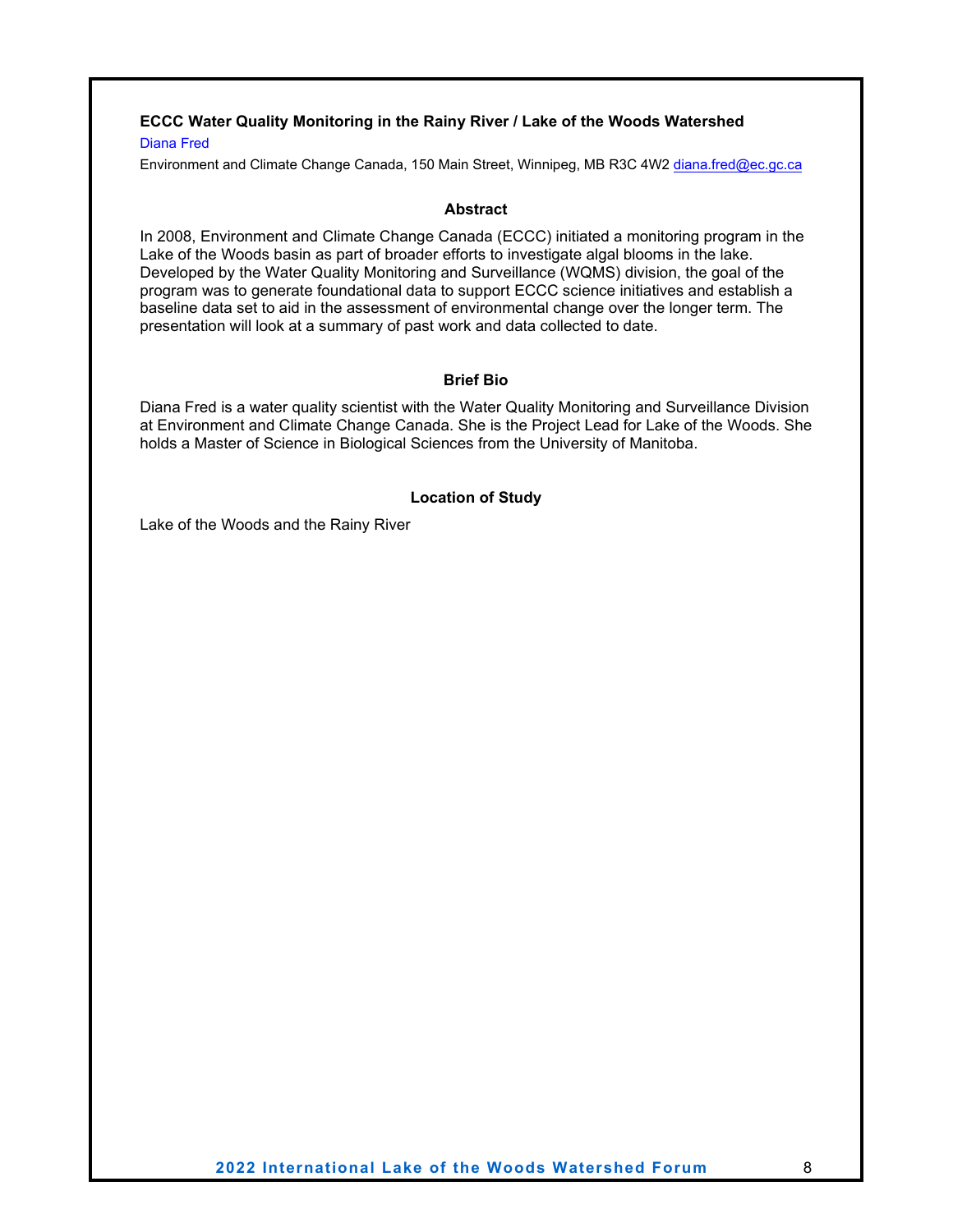### ECCC Water Quality Monitoring in the Rainy River / Lake of the Woods Watershed

Diana Fred

Environment and Climate Change Canada, 150 Main Street, Winnipeg, MB R3C 4W2 diana.fred@ec.gc.ca

#### Abstract

In 2008, Environment and Climate Change Canada (ECCC) initiated a monitoring program in the Lake of the Woods basin as part of broader efforts to investigate algal blooms in the lake. Developed by the Water Quality Monitoring and Surveillance (WQMS) division, the goal of the program was to generate foundational data to support ECCC science initiatives and establish a baseline data set to aid in the assessment of environmental change over the longer term. The presentation will look at a summary of past work and data collected to date.

#### Brief Bio

Diana Fred is a water quality scientist with the Water Quality Monitoring and Surveillance Division at Environment and Climate Change Canada. She is the Project Lead for Lake of the Woods. She holds a Master of Science in Biological Sciences from the University of Manitoba.

#### Location of Study

Lake of the Woods and the Rainy River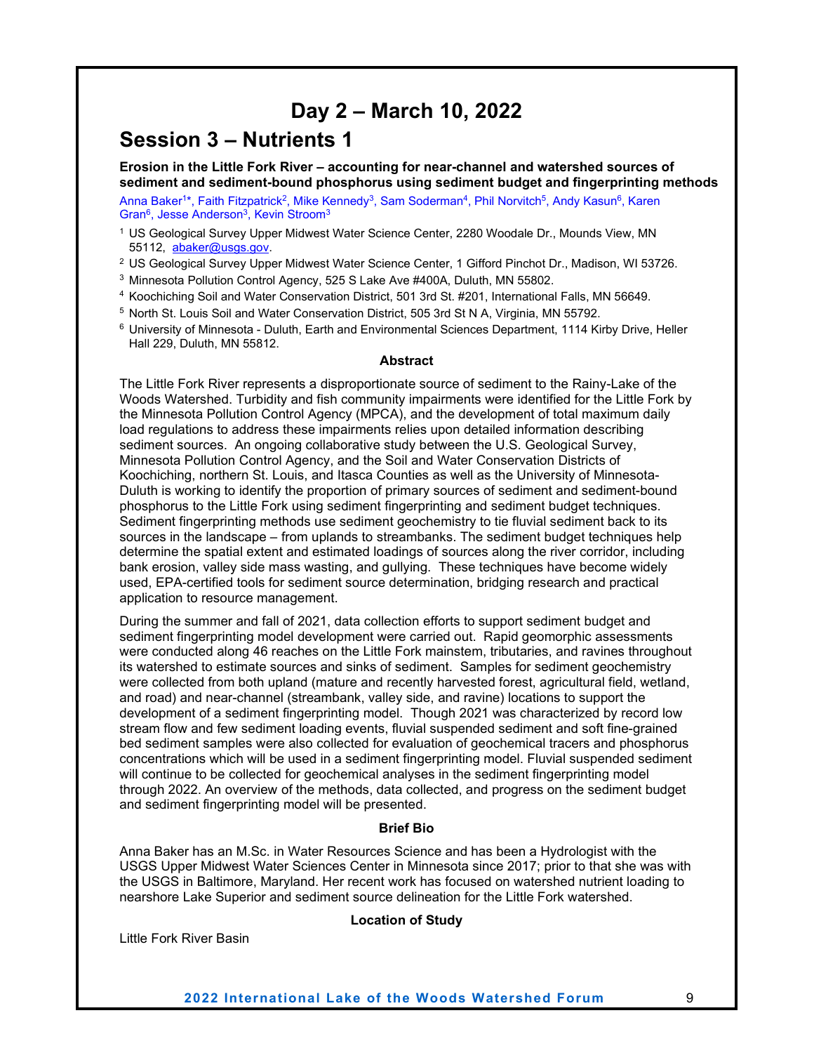# Day 2 – March 10, 2022

## Session 3 – Nutrients 1

**Erosion in the Little Fork River – accounting for near-channel and watershed sources of sediment and sediment-bound phosphorus using sediment budget and fingerprinting methods**

Anna Baker[1]*, Faith Fitzpatrick[2], Mike Kennedy[3], Sam Soderman[4], Phil Norvitch[5], Andy Kasun[6], Karen Gran[6], Jesse Anderson[3], Kevin Stroom[3]

[1] US Geological Survey Upper Midwest Water Science Center, 2280 Woodale Dr., Mounds View, MN 55112, abaker@usgs.gov.

[2] US Geological Survey Upper Midwest Water Science Center, 1 Gifford Pinchot Dr., Madison, WI 53726.

[3] Minnesota Pollution Control Agency, 525 S Lake Ave #400A, Duluth, MN 55802.

[4] Koochiching Soil and Water Conservation District, 501 3rd St. #201, International Falls, MN 56649.

[5] North St. Louis Soil and Water Conservation District, 505 3rd St N A, Virginia, MN 55792.

[6] University of Minnesota - Duluth, Earth and Environmental Sciences Department, 1114 Kirby Drive, Heller Hall 229, Duluth, MN 55812.

**Abstract**

The Little Fork River represents a disproportionate source of sediment to the Rainy-Lake of the Woods Watershed. Turbidity and fish community impairments were identified for the Little Fork by the Minnesota Pollution Control Agency (MPCA), and the development of total maximum daily load regulations to address these impairments relies upon detailed information describing sediment sources. An ongoing collaborative study between the U.S. Geological Survey, Minnesota Pollution Control Agency, and the Soil and Water Conservation Districts of Koochiching, northern St. Louis, and Itasca Counties as well as the University of Minnesota-Duluth is working to identify the proportion of primary sources of sediment and sediment-bound phosphorus to the Little Fork using sediment fingerprinting and sediment budget techniques. Sediment fingerprinting methods use sediment geochemistry to tie fluvial sediment back to its sources in the landscape – from uplands to streambanks. The sediment budget techniques help determine the spatial extent and estimated loadings of sources along the river corridor, including bank erosion, valley side mass wasting, and gullying. These techniques have become widely used, EPA-certified tools for sediment source determination, bridging research and practical application to resource management.

During the summer and fall of 2021, data collection efforts to support sediment budget and sediment fingerprinting model development were carried out. Rapid geomorphic assessments were conducted along 46 reaches on the Little Fork mainstem, tributaries, and ravines throughout its watershed to estimate sources and sinks of sediment. Samples for sediment geochemistry were collected from both upland (mature and recently harvested forest, agricultural field, wetland, and road) and near-channel (streambank, valley side, and ravine) locations to support the development of a sediment fingerprinting model. Though 2021 was characterized by record low stream flow and few sediment loading events, fluvial suspended sediment and soft fine-grained bed sediment samples were also collected for evaluation of geochemical tracers and phosphorus concentrations which will be used in a sediment fingerprinting model. Fluvial suspended sediment will continue to be collected for geochemical analyses in the sediment fingerprinting model through 2022. An overview of the methods, data collected, and progress on the sediment budget and sediment fingerprinting model will be presented.

**Brief Bio**

Anna Baker has an M.Sc. in Water Resources Science and has been a Hydrologist with the USGS Upper Midwest Water Sciences Center in Minnesota since 2017; prior to that she was with the USGS in Baltimore, Maryland. Her recent work has focused on watershed nutrient loading to nearshore Lake Superior and sediment source delineation for the Little Fork watershed.

**Location of Study**

Little Fork River Basin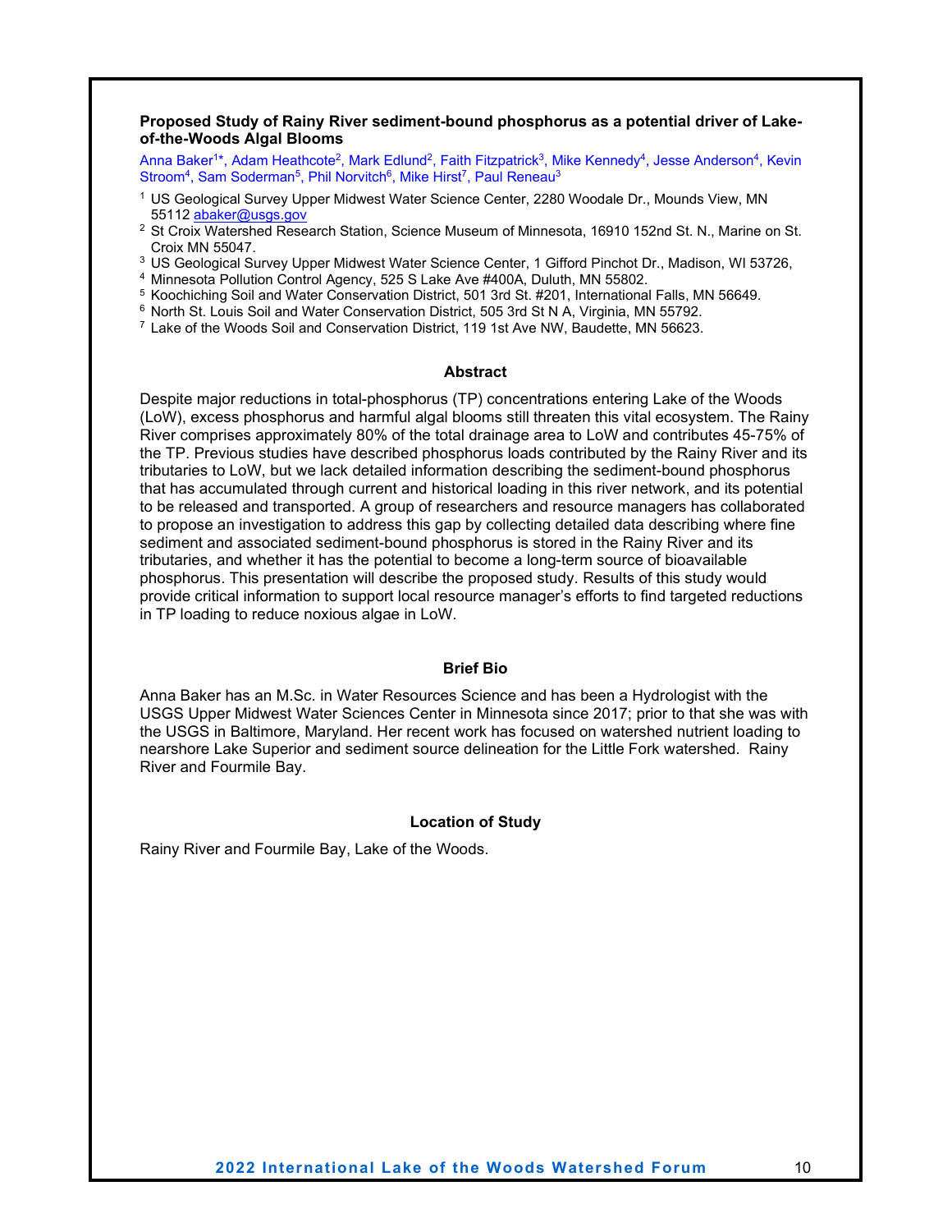**Proposed Study of Rainy River sediment-bound phosphorus as a potential driver of Lake-of-the-Woods Algal Blooms**

Anna Baker[1]*, Adam Heathcote[2], Mark Edlund[2], Faith Fitzpatrick[3], Mike Kennedy[4], Jesse Anderson[4], Kevin Stroom[4], Sam Soderman[5], Phil Norvitch[6], Mike Hirst[7], Paul Reneau[3]

[1] US Geological Survey Upper Midwest Water Science Center, 2280 Woodale Dr., Mounds View, MN 55112 abaker@usgs.gov

[2] St Croix Watershed Research Station, Science Museum of Minnesota, 16910 152nd St. N., Marine on St. Croix MN 55047.

[3] US Geological Survey Upper Midwest Water Science Center, 1 Gifford Pinchot Dr., Madison, WI 53726,

[4] Minnesota Pollution Control Agency, 525 S Lake Ave #400A, Duluth, MN 55802.

[5] Koochiching Soil and Water Conservation District, 501 3rd St. #201, International Falls, MN 56649.

[6] North St. Louis Soil and Water Conservation District, 505 3rd St N A, Virginia, MN 55792.

[7] Lake of the Woods Soil and Conservation District, 119 1st Ave NW, Baudette, MN 56623.

## Abstract

Despite major reductions in total-phosphorus (TP) concentrations entering Lake of the Woods (LoW), excess phosphorus and harmful algal blooms still threaten this vital ecosystem. The Rainy River comprises approximately 80% of the total drainage area to LoW and contributes 45-75% of the TP. Previous studies have described phosphorus loads contributed by the Rainy River and its tributaries to LoW, but we lack detailed information describing the sediment-bound phosphorus that has accumulated through current and historical loading in this river network, and its potential to be released and transported. A group of researchers and resource managers has collaborated to propose an investigation to address this gap by collecting detailed data describing where fine sediment and associated sediment-bound phosphorus is stored in the Rainy River and its tributaries, and whether it has the potential to become a long-term source of bioavailable phosphorus. This presentation will describe the proposed study. Results of this study would provide critical information to support local resource manager's efforts to find targeted reductions in TP loading to reduce noxious algae in LoW.

## Brief Bio

Anna Baker has an M.Sc. in Water Resources Science and has been a Hydrologist with the USGS Upper Midwest Water Sciences Center in Minnesota since 2017; prior to that she was with the USGS in Baltimore, Maryland. Her recent work has focused on watershed nutrient loading to nearshore Lake Superior and sediment source delineation for the Little Fork watershed. Rainy River and Fourmile Bay.

## Location of Study

Rainy River and Fourmile Bay, Lake of the Woods.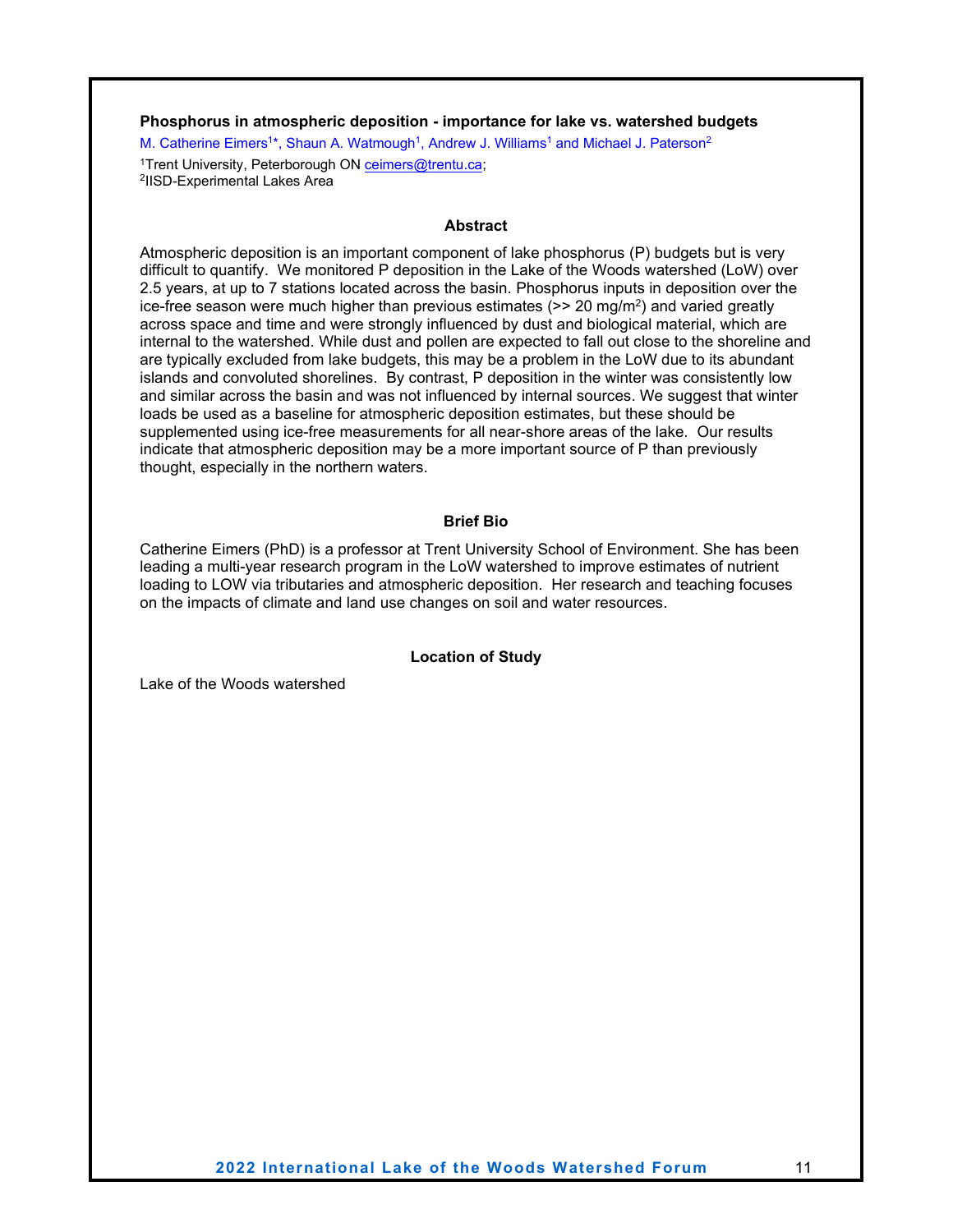### Phosphorus in atmospheric deposition - importance for lake vs. watershed budgets

M. Catherine Eimers[1]*, Shaun A. Watmough[1], Andrew J. Williams[1] and Michael J. Paterson[2]

[1]Trent University, Peterborough ON ceimers@trentu.ca;
[2]IISD-Experimental Lakes Area

#### Abstract

Atmospheric deposition is an important component of lake phosphorus (P) budgets but is very difficult to quantify. We monitored P deposition in the Lake of the Woods watershed (LoW) over 2.5 years, at up to 7 stations located across the basin. Phosphorus inputs in deposition over the ice-free season were much higher than previous estimates (>> 20 mg/m$^2$) and varied greatly across space and time and were strongly influenced by dust and biological material, which are internal to the watershed. While dust and pollen are expected to fall out close to the shoreline and are typically excluded from lake budgets, this may be a problem in the LoW due to its abundant islands and convoluted shorelines. By contrast, P deposition in the winter was consistently low and similar across the basin and was not influenced by internal sources. We suggest that winter loads be used as a baseline for atmospheric deposition estimates, but these should be supplemented using ice-free measurements for all near-shore areas of the lake. Our results indicate that atmospheric deposition may be a more important source of P than previously thought, especially in the northern waters.

#### Brief Bio

Catherine Eimers (PhD) is a professor at Trent University School of Environment. She has been leading a multi-year research program in the LoW watershed to improve estimates of nutrient loading to LOW via tributaries and atmospheric deposition. Her research and teaching focuses on the impacts of climate and land use changes on soil and water resources.

#### Location of Study

Lake of the Woods watershed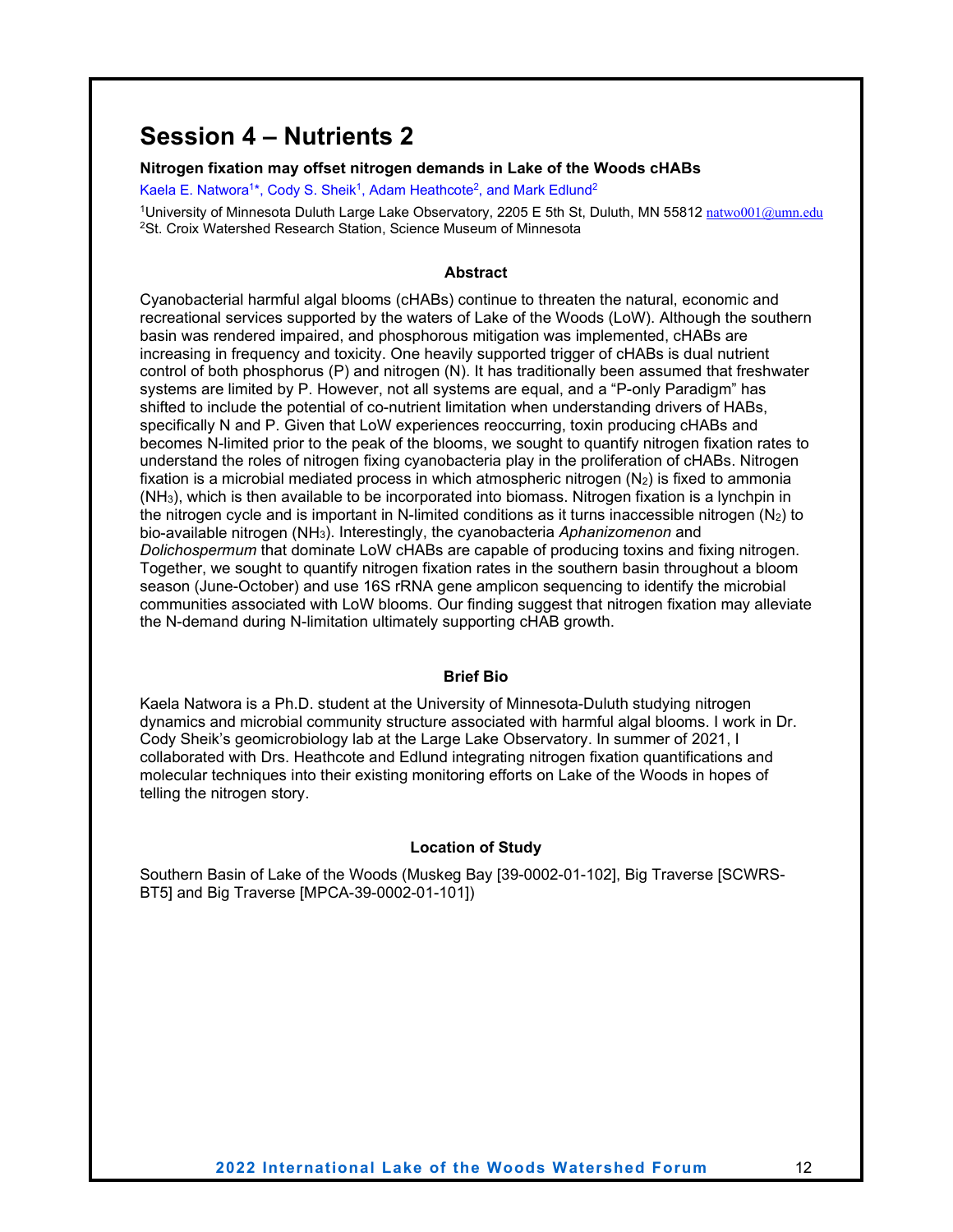# Session 4 – Nutrients 2

**Nitrogen fixation may offset nitrogen demands in Lake of the Woods cHABs**

Kaela E. Natwora[1]*, Cody S. Sheik[1], Adam Heathcote[2], and Mark Edlund[2]

[1]University of Minnesota Duluth Large Lake Observatory, 2205 E 5th St, Duluth, MN 55812 natwo001@umn.edu
[2]St. Croix Watershed Research Station, Science Museum of Minnesota

### Abstract

Cyanobacterial harmful algal blooms (cHABs) continue to threaten the natural, economic and recreational services supported by the waters of Lake of the Woods (LoW). Although the southern basin was rendered impaired, and phosphorous mitigation was implemented, cHABs are increasing in frequency and toxicity. One heavily supported trigger of cHABs is dual nutrient control of both phosphorus (P) and nitrogen (N). It has traditionally been assumed that freshwater systems are limited by P. However, not all systems are equal, and a "P-only Paradigm" has shifted to include the potential of co-nutrient limitation when understanding drivers of HABs, specifically N and P. Given that LoW experiences reoccurring, toxin producing cHABs and becomes N-limited prior to the peak of the blooms, we sought to quantify nitrogen fixation rates to understand the roles of nitrogen fixing cyanobacteria play in the proliferation of cHABs. Nitrogen fixation is a microbial mediated process in which atmospheric nitrogen ($N_2$) is fixed to ammonia ($NH_3$), which is then available to be incorporated into biomass. Nitrogen fixation is a lynchpin in the nitrogen cycle and is important in N-limited conditions as it turns inaccessible nitrogen ($N_2$) to bio-available nitrogen ($NH_3$). Interestingly, the cyanobacteria *Aphanizomenon* and *Dolichospermum* that dominate LoW cHABs are capable of producing toxins and fixing nitrogen. Together, we sought to quantify nitrogen fixation rates in the southern basin throughout a bloom season (June-October) and use 16S rRNA gene amplicon sequencing to identify the microbial communities associated with LoW blooms. Our finding suggest that nitrogen fixation may alleviate the N-demand during N-limitation ultimately supporting cHAB growth.

### Brief Bio

Kaela Natwora is a Ph.D. student at the University of Minnesota-Duluth studying nitrogen dynamics and microbial community structure associated with harmful algal blooms. I work in Dr. Cody Sheik's geomicrobiology lab at the Large Lake Observatory. In summer of 2021, I collaborated with Drs. Heathcote and Edlund integrating nitrogen fixation quantifications and molecular techniques into their existing monitoring efforts on Lake of the Woods in hopes of telling the nitrogen story.

### Location of Study

Southern Basin of Lake of the Woods (Muskeg Bay [39-0002-01-102], Big Traverse [SCWRS-BT5] and Big Traverse [MPCA-39-0002-01-101])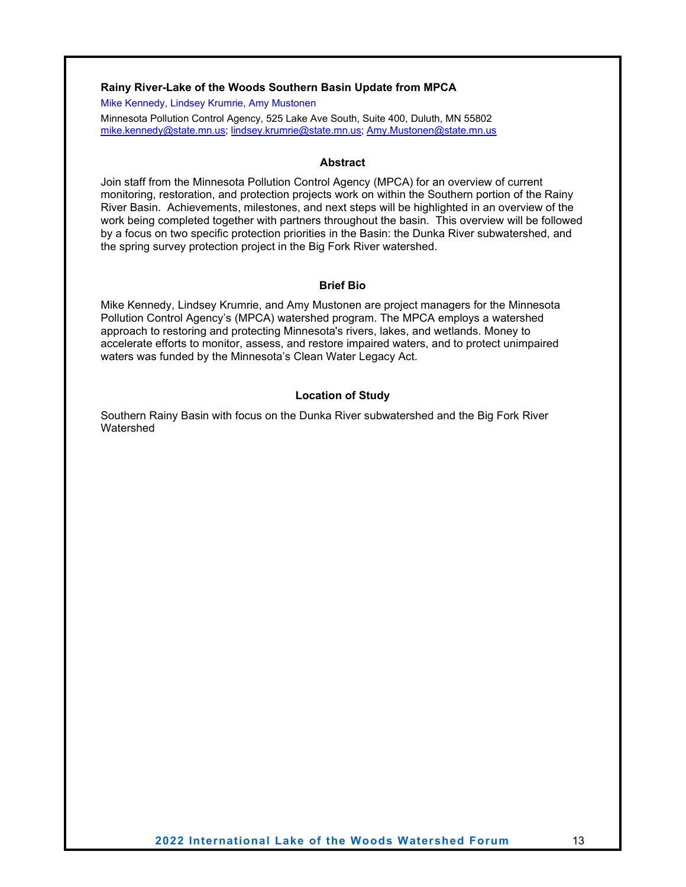## Rainy River-Lake of the Woods Southern Basin Update from MPCA

Mike Kennedy, Lindsey Krumrie, Amy Mustonen

Minnesota Pollution Control Agency, 525 Lake Ave South, Suite 400, Duluth, MN 55802
mike.kennedy@state.mn.us; lindsey.krumrie@state.mn.us; Amy.Mustonen@state.mn.us

### Abstract

Join staff from the Minnesota Pollution Control Agency (MPCA) for an overview of current monitoring, restoration, and protection projects work on within the Southern portion of the Rainy River Basin. Achievements, milestones, and next steps will be highlighted in an overview of the work being completed together with partners throughout the basin. This overview will be followed by a focus on two specific protection priorities in the Basin: the Dunka River subwatershed, and the spring survey protection project in the Big Fork River watershed.

### Brief Bio

Mike Kennedy, Lindsey Krumrie, and Amy Mustonen are project managers for the Minnesota Pollution Control Agency's (MPCA) watershed program. The MPCA employs a watershed approach to restoring and protecting Minnesota's rivers, lakes, and wetlands. Money to accelerate efforts to monitor, assess, and restore impaired waters, and to protect unimpaired waters was funded by the Minnesota's Clean Water Legacy Act.

### Location of Study

Southern Rainy Basin with focus on the Dunka River subwatershed and the Big Fork River Watershed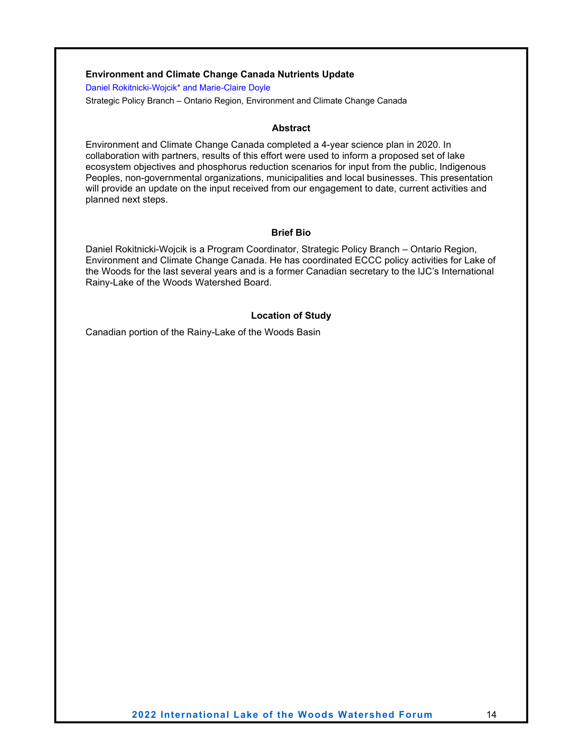## Environment and Climate Change Canada Nutrients Update

Daniel Rokitnicki-Wojcik* and Marie-Claire Doyle

Strategic Policy Branch – Ontario Region, Environment and Climate Change Canada

### Abstract

Environment and Climate Change Canada completed a 4-year science plan in 2020. In collaboration with partners, results of this effort were used to inform a proposed set of lake ecosystem objectives and phosphorus reduction scenarios for input from the public, Indigenous Peoples, non-governmental organizations, municipalities and local businesses. This presentation will provide an update on the input received from our engagement to date, current activities and planned next steps.

### Brief Bio

Daniel Rokitnicki-Wojcik is a Program Coordinator, Strategic Policy Branch – Ontario Region, Environment and Climate Change Canada. He has coordinated ECCC policy activities for Lake of the Woods for the last several years and is a former Canadian secretary to the IJC's International Rainy-Lake of the Woods Watershed Board.

### Location of Study

Canadian portion of the Rainy-Lake of the Woods Basin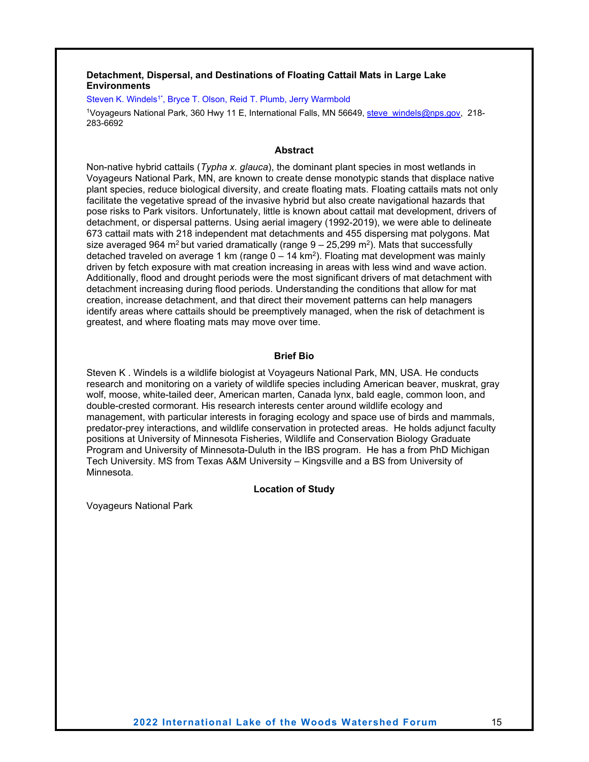### Detachment, Dispersal, and Destinations of Floating Cattail Mats in Large Lake Environments

Steven K. Windels[1*], Bryce T. Olson, Reid T. Plumb, Jerry Warmbold

[1]Voyageurs National Park, 360 Hwy 11 E, International Falls, MN 56649, steve_windels@nps.gov, 218-283-6692

#### Abstract

Non-native hybrid cattails (*Typha x. glauca*), the dominant plant species in most wetlands in Voyageurs National Park, MN, are known to create dense monotypic stands that displace native plant species, reduce biological diversity, and create floating mats. Floating cattails mats not only facilitate the vegetative spread of the invasive hybrid but also create navigational hazards that pose risks to Park visitors. Unfortunately, little is known about cattail mat development, drivers of detachment, or dispersal patterns. Using aerial imagery (1992-2019), we were able to delineate 673 cattail mats with 218 independent mat detachments and 455 dispersing mat polygons. Mat size averaged 964 $m^2$ but varied dramatically (range 9 – 25,299 $m^2$). Mats that successfully detached traveled on average 1 km (range 0 – 14 $km^2$). Floating mat development was mainly driven by fetch exposure with mat creation increasing in areas with less wind and wave action. Additionally, flood and drought periods were the most significant drivers of mat detachment with detachment increasing during flood periods. Understanding the conditions that allow for mat creation, increase detachment, and that direct their movement patterns can help managers identify areas where cattails should be preemptively managed, when the risk of detachment is greatest, and where floating mats may move over time.

#### Brief Bio

Steven K . Windels is a wildlife biologist at Voyageurs National Park, MN, USA. He conducts research and monitoring on a variety of wildlife species including American beaver, muskrat, gray wolf, moose, white-tailed deer, American marten, Canada lynx, bald eagle, common loon, and double-crested cormorant. His research interests center around wildlife ecology and management, with particular interests in foraging ecology and space use of birds and mammals, predator-prey interactions, and wildlife conservation in protected areas. He holds adjunct faculty positions at University of Minnesota Fisheries, Wildlife and Conservation Biology Graduate Program and University of Minnesota-Duluth in the IBS program. He has a from PhD Michigan Tech University. MS from Texas A&M University – Kingsville and a BS from University of Minnesota.

#### Location of Study

Voyageurs National Park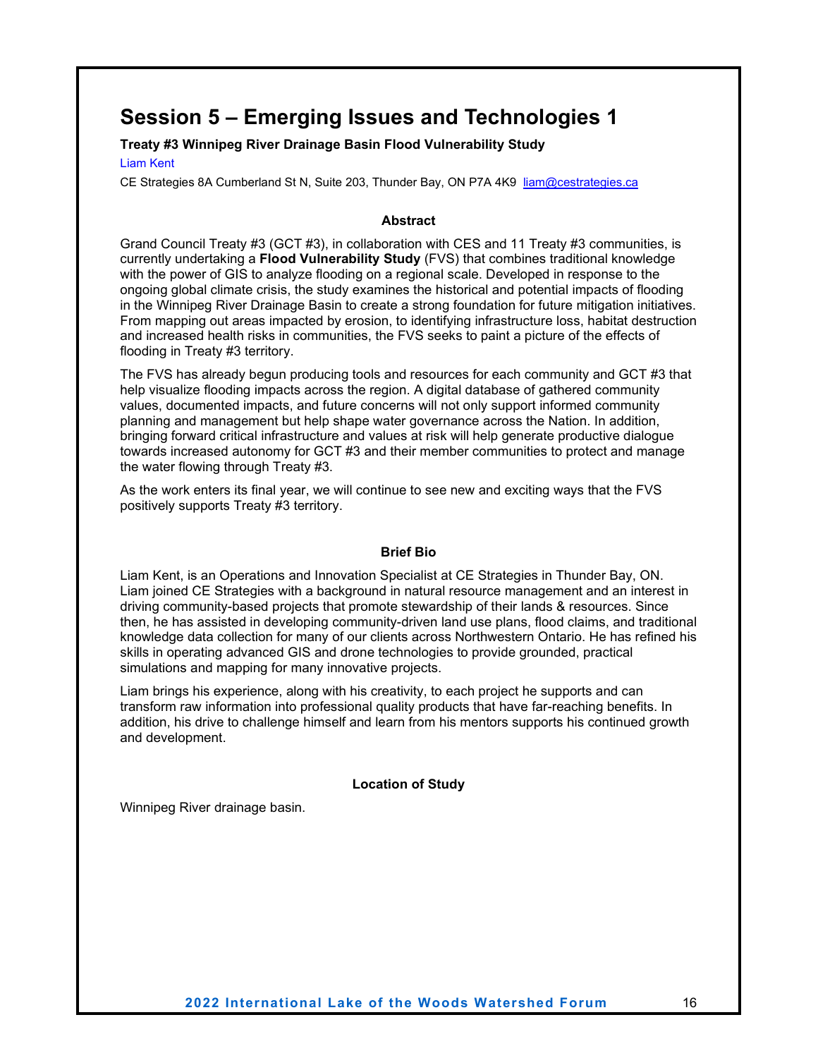# Session 5 – Emerging Issues and Technologies 1

**Treaty #3 Winnipeg River Drainage Basin Flood Vulnerability Study**

Liam Kent

CE Strategies 8A Cumberland St N, Suite 203, Thunder Bay, ON P7A 4K9 liam@cestrategies.ca

### Abstract

Grand Council Treaty #3 (GCT #3), in collaboration with CES and 11 Treaty #3 communities, is currently undertaking a **Flood Vulnerability Study** (FVS) that combines traditional knowledge with the power of GIS to analyze flooding on a regional scale. Developed in response to the ongoing global climate crisis, the study examines the historical and potential impacts of flooding in the Winnipeg River Drainage Basin to create a strong foundation for future mitigation initiatives. From mapping out areas impacted by erosion, to identifying infrastructure loss, habitat destruction and increased health risks in communities, the FVS seeks to paint a picture of the effects of flooding in Treaty #3 territory.

The FVS has already begun producing tools and resources for each community and GCT #3 that help visualize flooding impacts across the region. A digital database of gathered community values, documented impacts, and future concerns will not only support informed community planning and management but help shape water governance across the Nation. In addition, bringing forward critical infrastructure and values at risk will help generate productive dialogue towards increased autonomy for GCT #3 and their member communities to protect and manage the water flowing through Treaty #3.

As the work enters its final year, we will continue to see new and exciting ways that the FVS positively supports Treaty #3 territory.

### Brief Bio

Liam Kent, is an Operations and Innovation Specialist at CE Strategies in Thunder Bay, ON. Liam joined CE Strategies with a background in natural resource management and an interest in driving community-based projects that promote stewardship of their lands & resources. Since then, he has assisted in developing community-driven land use plans, flood claims, and traditional knowledge data collection for many of our clients across Northwestern Ontario. He has refined his skills in operating advanced GIS and drone technologies to provide grounded, practical simulations and mapping for many innovative projects.

Liam brings his experience, along with his creativity, to each project he supports and can transform raw information into professional quality products that have far-reaching benefits. In addition, his drive to challenge himself and learn from his mentors supports his continued growth and development.

### Location of Study

Winnipeg River drainage basin.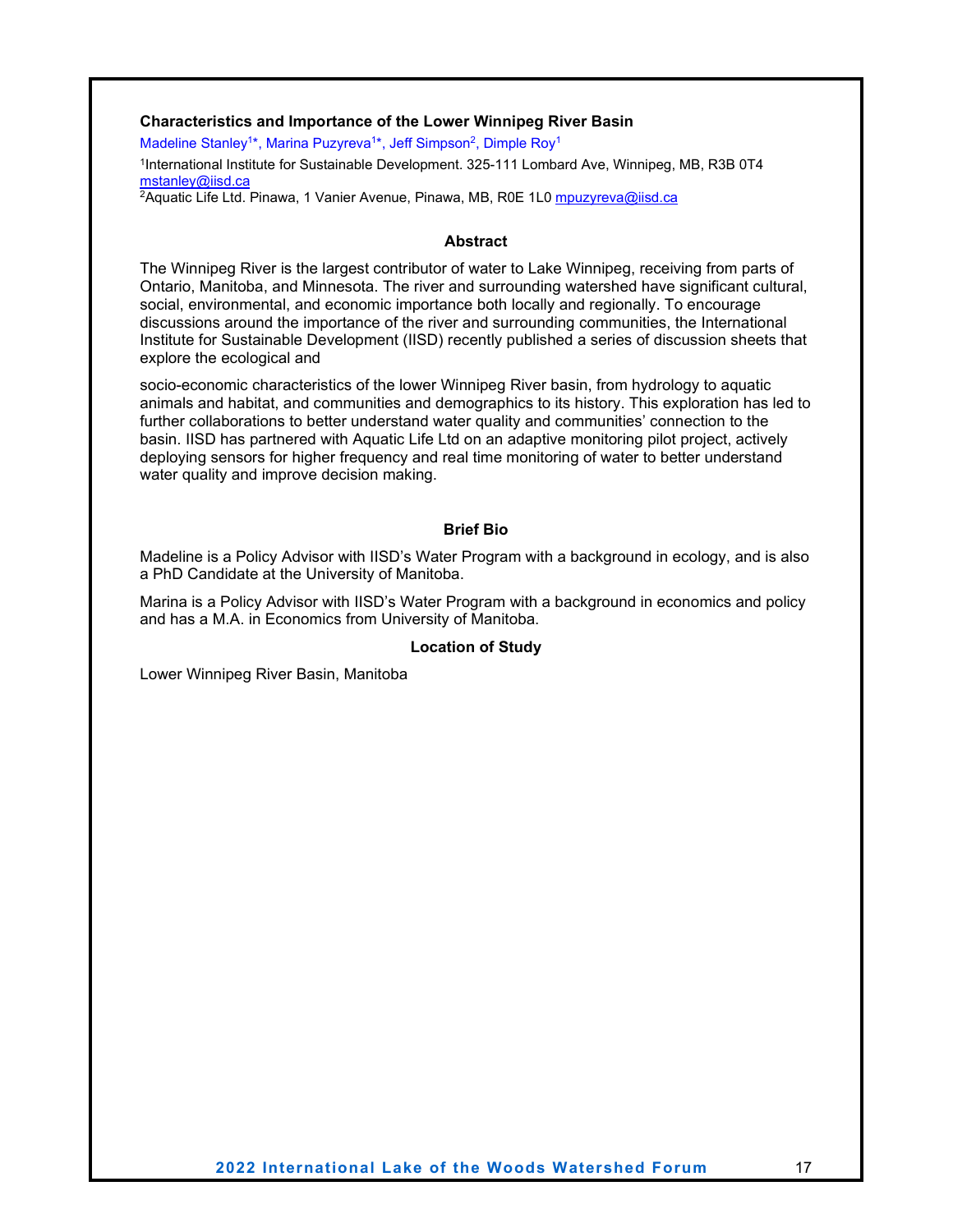## Characteristics and Importance of the Lower Winnipeg River Basin

Madeline Stanley[1]*, Marina Puzyreva[1]*, Jeff Simpson[2], Dimple Roy[1]

[1]International Institute for Sustainable Development. 325-111 Lombard Ave, Winnipeg, MB, R3B 0T4 mstanley@iisd.ca
[2]Aquatic Life Ltd. Pinawa, 1 Vanier Avenue, Pinawa, MB, R0E 1L0 mpuzyreva@iisd.ca

### Abstract

The Winnipeg River is the largest contributor of water to Lake Winnipeg, receiving from parts of Ontario, Manitoba, and Minnesota. The river and surrounding watershed have significant cultural, social, environmental, and economic importance both locally and regionally. To encourage discussions around the importance of the river and surrounding communities, the International Institute for Sustainable Development (IISD) recently published a series of discussion sheets that explore the ecological and socio-economic characteristics of the lower Winnipeg River basin, from hydrology to aquatic animals and habitat, and communities and demographics to its history. This exploration has led to further collaborations to better understand water quality and communities' connection to the basin. IISD has partnered with Aquatic Life Ltd on an adaptive monitoring pilot project, actively deploying sensors for higher frequency and real time monitoring of water to better understand water quality and improve decision making.

### Brief Bio

Madeline is a Policy Advisor with IISD's Water Program with a background in ecology, and is also a PhD Candidate at the University of Manitoba.

Marina is a Policy Advisor with IISD's Water Program with a background in economics and policy and has a M.A. in Economics from University of Manitoba.

### Location of Study

Lower Winnipeg River Basin, Manitoba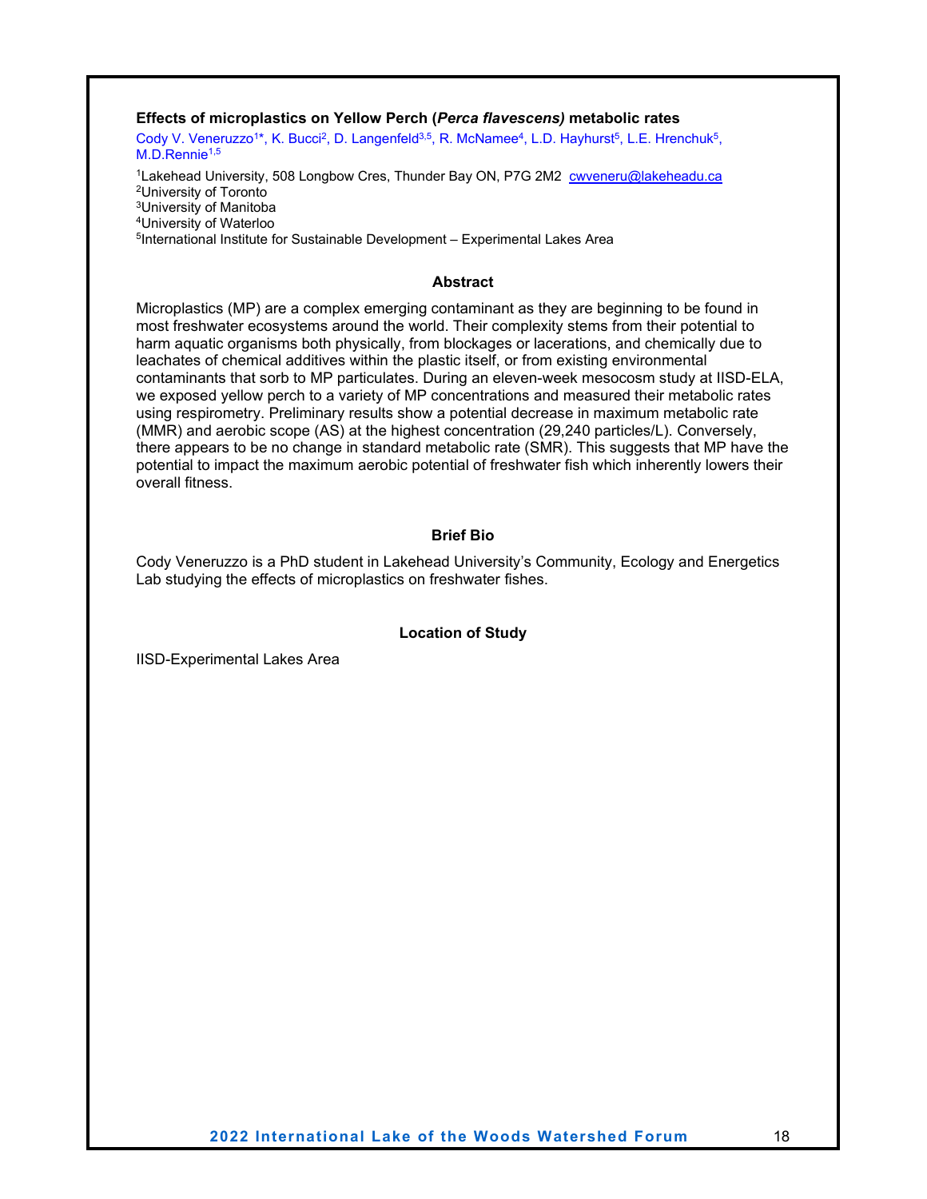### Effects of microplastics on Yellow Perch (*Perca flavescens)* metabolic rates

Cody V. Veneruzzo[1*], K. Bucci[2], D. Langenfeld[3,5], R. McNamee[4], L.D. Hayhurst[5], L.E. Hrenchuk[5], M.D.Rennie[1,5]

[1]Lakehead University, 508 Longbow Cres, Thunder Bay ON, P7G 2M2 cwveneru@lakeheadu.ca
[2]University of Toronto
[3]University of Manitoba
[4]University of Waterloo
[5]International Institute for Sustainable Development – Experimental Lakes Area

**Abstract**

Microplastics (MP) are a complex emerging contaminant as they are beginning to be found in most freshwater ecosystems around the world. Their complexity stems from their potential to harm aquatic organisms both physically, from blockages or lacerations, and chemically due to leachates of chemical additives within the plastic itself, or from existing environmental contaminants that sorb to MP particulates. During an eleven-week mesocosm study at IISD-ELA, we exposed yellow perch to a variety of MP concentrations and measured their metabolic rates using respirometry. Preliminary results show a potential decrease in maximum metabolic rate (MMR) and aerobic scope (AS) at the highest concentration (29,240 particles/L). Conversely, there appears to be no change in standard metabolic rate (SMR). This suggests that MP have the potential to impact the maximum aerobic potential of freshwater fish which inherently lowers their overall fitness.

**Brief Bio**

Cody Veneruzzo is a PhD student in Lakehead University's Community, Ecology and Energetics Lab studying the effects of microplastics on freshwater fishes.

**Location of Study**

IISD-Experimental Lakes Area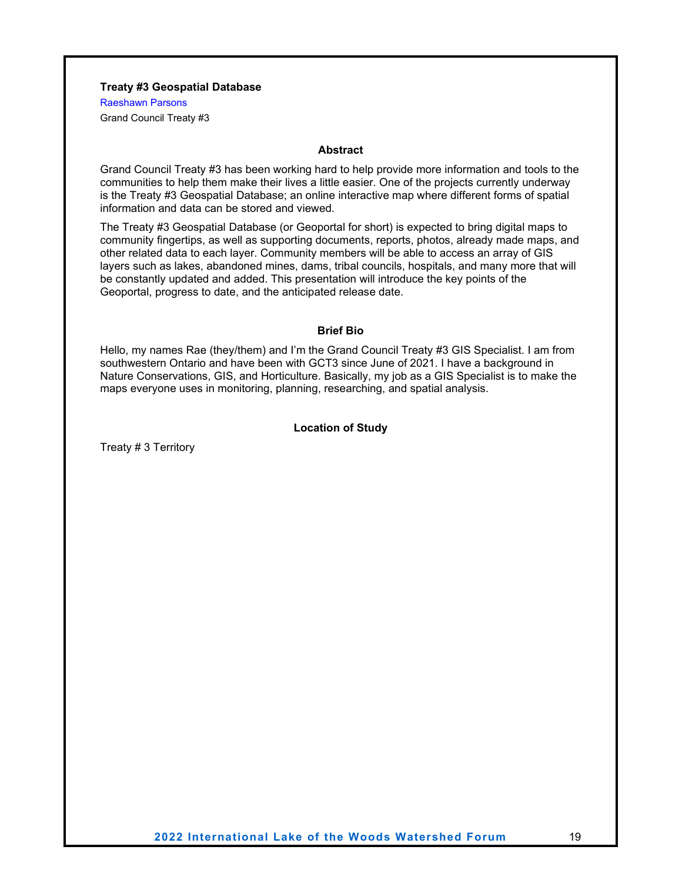### Treaty #3 Geospatial Database

Raeshawn Parsons

Grand Council Treaty #3

#### Abstract

Grand Council Treaty #3 has been working hard to help provide more information and tools to the communities to help them make their lives a little easier. One of the projects currently underway is the Treaty #3 Geospatial Database; an online interactive map where different forms of spatial information and data can be stored and viewed.

The Treaty #3 Geospatial Database (or Geoportal for short) is expected to bring digital maps to community fingertips, as well as supporting documents, reports, photos, already made maps, and other related data to each layer. Community members will be able to access an array of GIS layers such as lakes, abandoned mines, dams, tribal councils, hospitals, and many more that will be constantly updated and added. This presentation will introduce the key points of the Geoportal, progress to date, and the anticipated release date.

#### Brief Bio

Hello, my names Rae (they/them) and I'm the Grand Council Treaty #3 GIS Specialist. I am from southwestern Ontario and have been with GCT3 since June of 2021. I have a background in Nature Conservations, GIS, and Horticulture. Basically, my job as a GIS Specialist is to make the maps everyone uses in monitoring, planning, researching, and spatial analysis.

#### Location of Study

Treaty # 3 Territory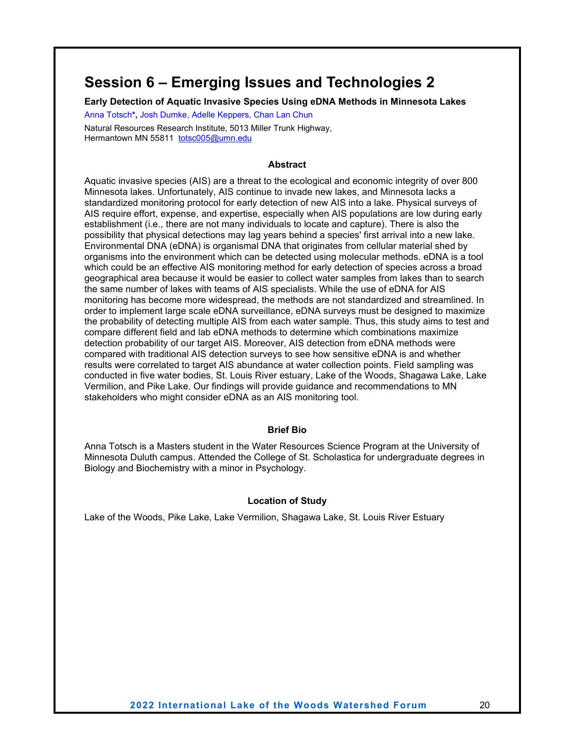# Session 6 – Emerging Issues and Technologies 2

**Early Detection of Aquatic Invasive Species Using eDNA Methods in Minnesota Lakes**

Anna Totsch*, Josh Dumke, Adelle Keppers, Chan Lan Chun

Natural Resources Research Institute, 5013 Miller Trunk Highway, Hermantown MN 55811 totsc005@umn.edu

### Abstract

Aquatic invasive species (AIS) are a threat to the ecological and economic integrity of over 800 Minnesota lakes. Unfortunately, AIS continue to invade new lakes, and Minnesota lacks a standardized monitoring protocol for early detection of new AIS into a lake. Physical surveys of AIS require effort, expense, and expertise, especially when AIS populations are low during early establishment (i.e., there are not many individuals to locate and capture). There is also the possibility that physical detections may lag years behind a species' first arrival into a new lake. Environmental DNA (eDNA) is organismal DNA that originates from cellular material shed by organisms into the environment which can be detected using molecular methods. eDNA is a tool which could be an effective AIS monitoring method for early detection of species across a broad geographical area because it would be easier to collect water samples from lakes than to search the same number of lakes with teams of AIS specialists. While the use of eDNA for AIS monitoring has become more widespread, the methods are not standardized and streamlined. In order to implement large scale eDNA surveillance, eDNA surveys must be designed to maximize the probability of detecting multiple AIS from each water sample. Thus, this study aims to test and compare different field and lab eDNA methods to determine which combinations maximize detection probability of our target AIS. Moreover, AIS detection from eDNA methods were compared with traditional AIS detection surveys to see how sensitive eDNA is and whether results were correlated to target AIS abundance at water collection points. Field sampling was conducted in five water bodies, St. Louis River estuary, Lake of the Woods, Shagawa Lake, Lake Vermilion, and Pike Lake. Our findings will provide guidance and recommendations to MN stakeholders who might consider eDNA as an AIS monitoring tool.

### Brief Bio

Anna Totsch is a Masters student in the Water Resources Science Program at the University of Minnesota Duluth campus. Attended the College of St. Scholastica for undergraduate degrees in Biology and Biochemistry with a minor in Psychology.

### Location of Study

Lake of the Woods, Pike Lake, Lake Vermilion, Shagawa Lake, St. Louis River Estuary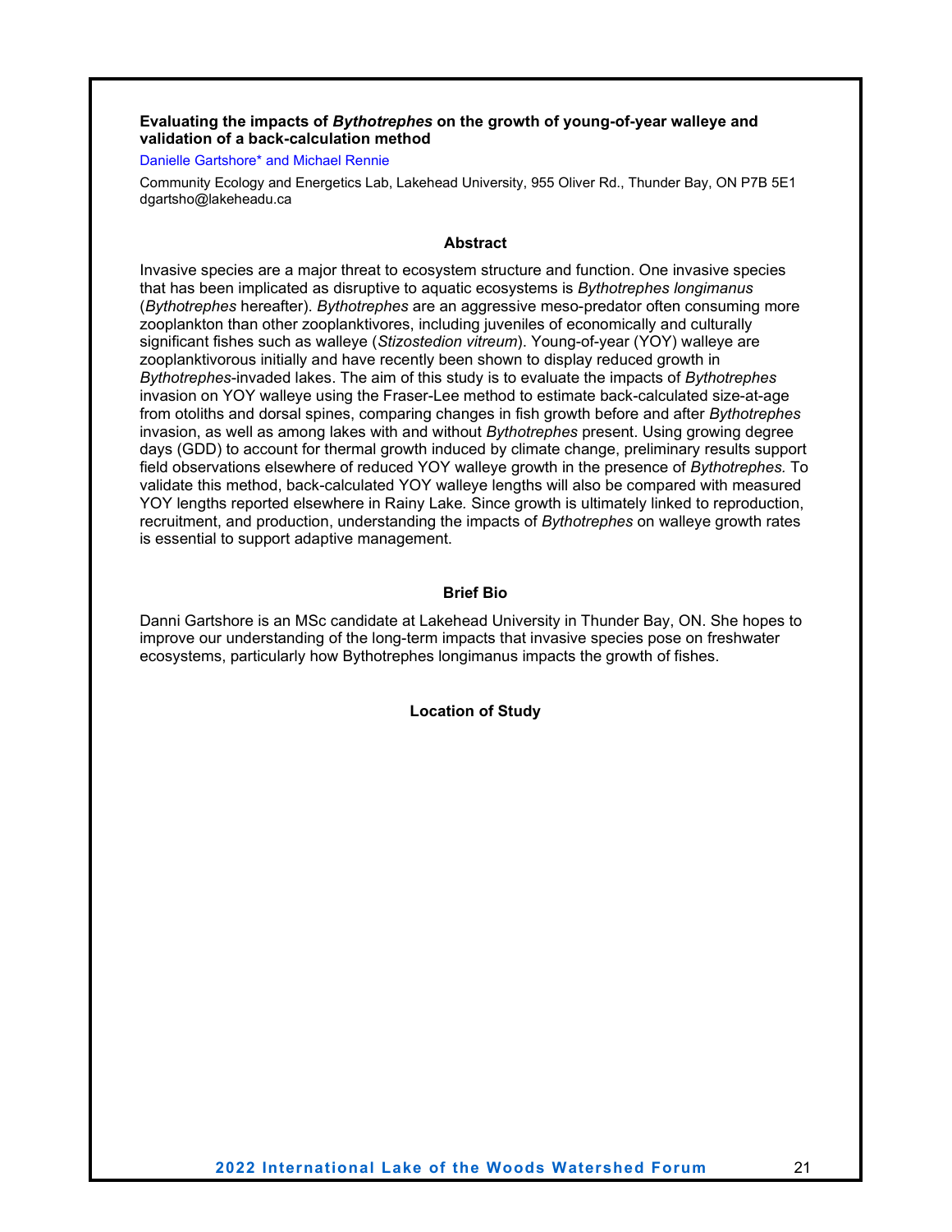### Evaluating the impacts of *Bythotrephes* on the growth of young-of-year walleye and validation of a back-calculation method

Danielle Gartshore* and Michael Rennie

Community Ecology and Energetics Lab, Lakehead University, 955 Oliver Rd., Thunder Bay, ON P7B 5E1
dgartsho@lakeheadu.ca

#### Abstract

Invasive species are a major threat to ecosystem structure and function. One invasive species that has been implicated as disruptive to aquatic ecosystems is *Bythotrephes longimanus* (*Bythotrephes* hereafter). *Bythotrephes* are an aggressive meso-predator often consuming more zooplankton than other zooplanktivores, including juveniles of economically and culturally significant fishes such as walleye (*Stizostedion vitreum*). Young-of-year (YOY) walleye are zooplanktivorous initially and have recently been shown to display reduced growth in *Bythotrephes*-invaded lakes. The aim of this study is to evaluate the impacts of *Bythotrephes* invasion on YOY walleye using the Fraser-Lee method to estimate back-calculated size-at-age from otoliths and dorsal spines, comparing changes in fish growth before and after *Bythotrephes* invasion, as well as among lakes with and without *Bythotrephes* present. Using growing degree days (GDD) to account for thermal growth induced by climate change, preliminary results support field observations elsewhere of reduced YOY walleye growth in the presence of *Bythotrephes.* To validate this method, back-calculated YOY walleye lengths will also be compared with measured YOY lengths reported elsewhere in Rainy Lake. Since growth is ultimately linked to reproduction, recruitment, and production, understanding the impacts of *Bythotrephes* on walleye growth rates is essential to support adaptive management.

#### Brief Bio

Danni Gartshore is an MSc candidate at Lakehead University in Thunder Bay, ON. She hopes to improve our understanding of the long-term impacts that invasive species pose on freshwater ecosystems, particularly how Bythotrephes longimanus impacts the growth of fishes.

#### Location of Study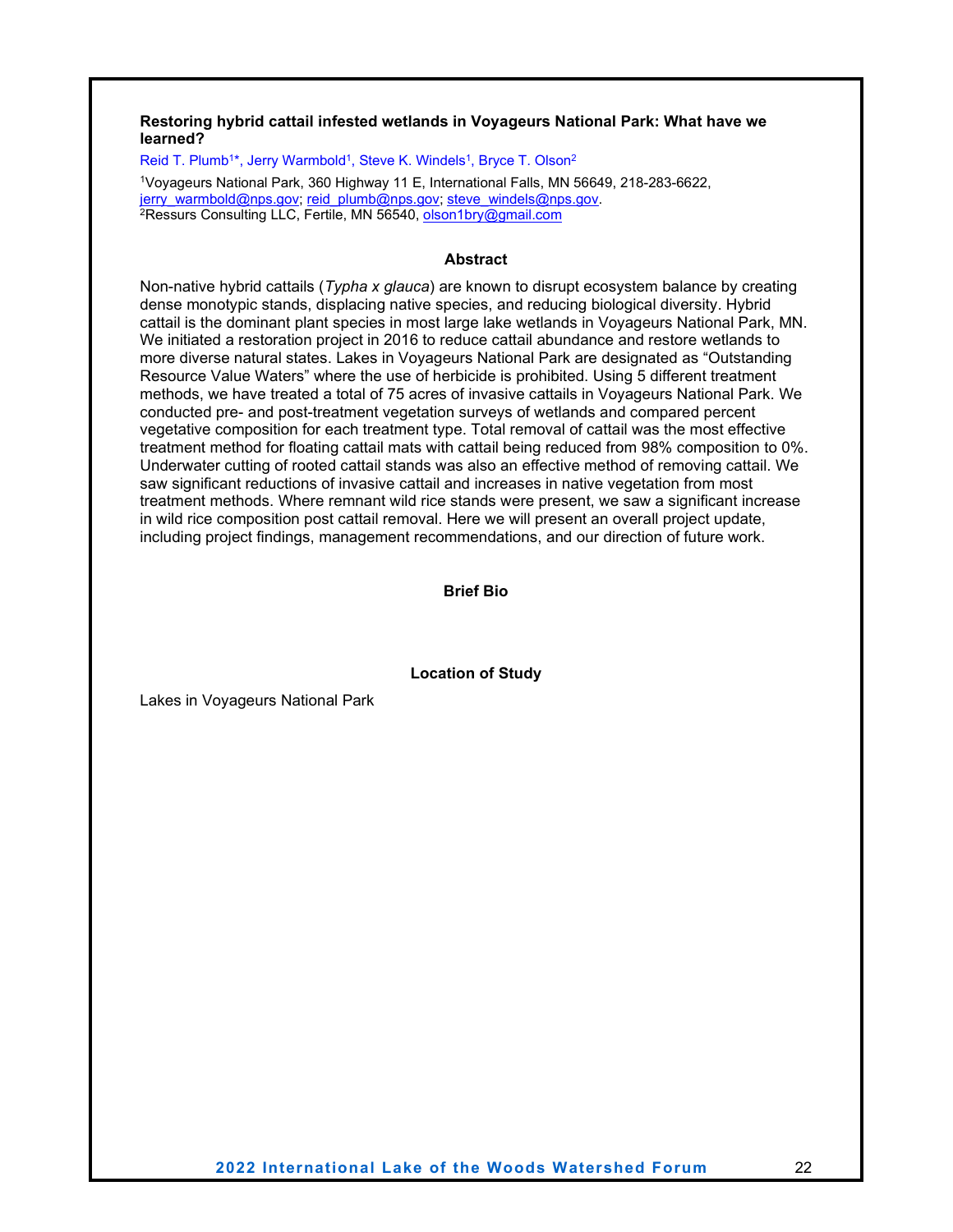**Restoring hybrid cattail infested wetlands in Voyageurs National Park: What have we learned?**

Reid T. Plumb[1*], Jerry Warmbold[1], Steve K. Windels[1], Bryce T. Olson[2]

[1]Voyageurs National Park, 360 Highway 11 E, International Falls, MN 56649, 218-283-6622, jerry_warmbold@nps.gov; reid_plumb@nps.gov; steve_windels@nps.gov.
[2]Ressurs Consulting LLC, Fertile, MN 56540, olson1bry@gmail.com

**Abstract**

Non-native hybrid cattails (*Typha x glauca*) are known to disrupt ecosystem balance by creating dense monotypic stands, displacing native species, and reducing biological diversity. Hybrid cattail is the dominant plant species in most large lake wetlands in Voyageurs National Park, MN. We initiated a restoration project in 2016 to reduce cattail abundance and restore wetlands to more diverse natural states. Lakes in Voyageurs National Park are designated as "Outstanding Resource Value Waters" where the use of herbicide is prohibited. Using 5 different treatment methods, we have treated a total of 75 acres of invasive cattails in Voyageurs National Park. We conducted pre- and post-treatment vegetation surveys of wetlands and compared percent vegetative composition for each treatment type. Total removal of cattail was the most effective treatment method for floating cattail mats with cattail being reduced from 98% composition to 0%. Underwater cutting of rooted cattail stands was also an effective method of removing cattail. We saw significant reductions of invasive cattail and increases in native vegetation from most treatment methods. Where remnant wild rice stands were present, we saw a significant increase in wild rice composition post cattail removal. Here we will present an overall project update, including project findings, management recommendations, and our direction of future work.

**Brief Bio**

**Location of Study**

Lakes in Voyageurs National Park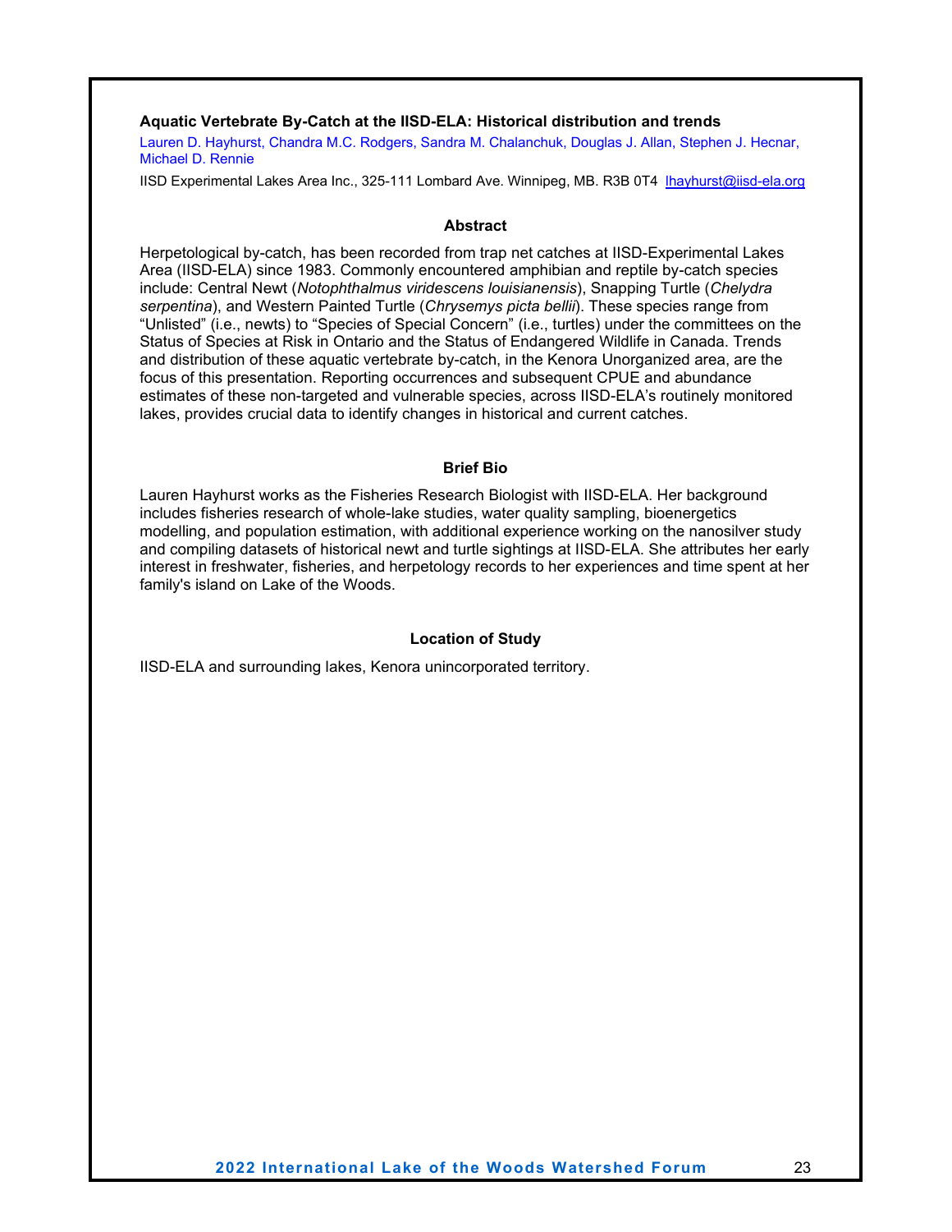### Aquatic Vertebrate By-Catch at the IISD-ELA: Historical distribution and trends

Lauren D. Hayhurst, Chandra M.C. Rodgers, Sandra M. Chalanchuk, Douglas J. Allan, Stephen J. Hecnar, Michael D. Rennie

IISD Experimental Lakes Area Inc., 325-111 Lombard Ave. Winnipeg, MB. R3B 0T4 lhayhurst@iisd-ela.org

#### Abstract

Herpetological by-catch, has been recorded from trap net catches at IISD-Experimental Lakes Area (IISD-ELA) since 1983. Commonly encountered amphibian and reptile by-catch species include: Central Newt (*Notophthalmus viridescens louisianensis*), Snapping Turtle (*Chelydra serpentina*), and Western Painted Turtle (*Chrysemys picta bellii*). These species range from "Unlisted" (i.e., newts) to "Species of Special Concern" (i.e., turtles) under the committees on the Status of Species at Risk in Ontario and the Status of Endangered Wildlife in Canada. Trends and distribution of these aquatic vertebrate by-catch, in the Kenora Unorganized area, are the focus of this presentation. Reporting occurrences and subsequent CPUE and abundance estimates of these non-targeted and vulnerable species, across IISD-ELA's routinely monitored lakes, provides crucial data to identify changes in historical and current catches.

#### Brief Bio

Lauren Hayhurst works as the Fisheries Research Biologist with IISD-ELA. Her background includes fisheries research of whole-lake studies, water quality sampling, bioenergetics modelling, and population estimation, with additional experience working on the nanosilver study and compiling datasets of historical newt and turtle sightings at IISD-ELA. She attributes her early interest in freshwater, fisheries, and herpetology records to her experiences and time spent at her family's island on Lake of the Woods.

#### Location of Study

IISD-ELA and surrounding lakes, Kenora unincorporated territory.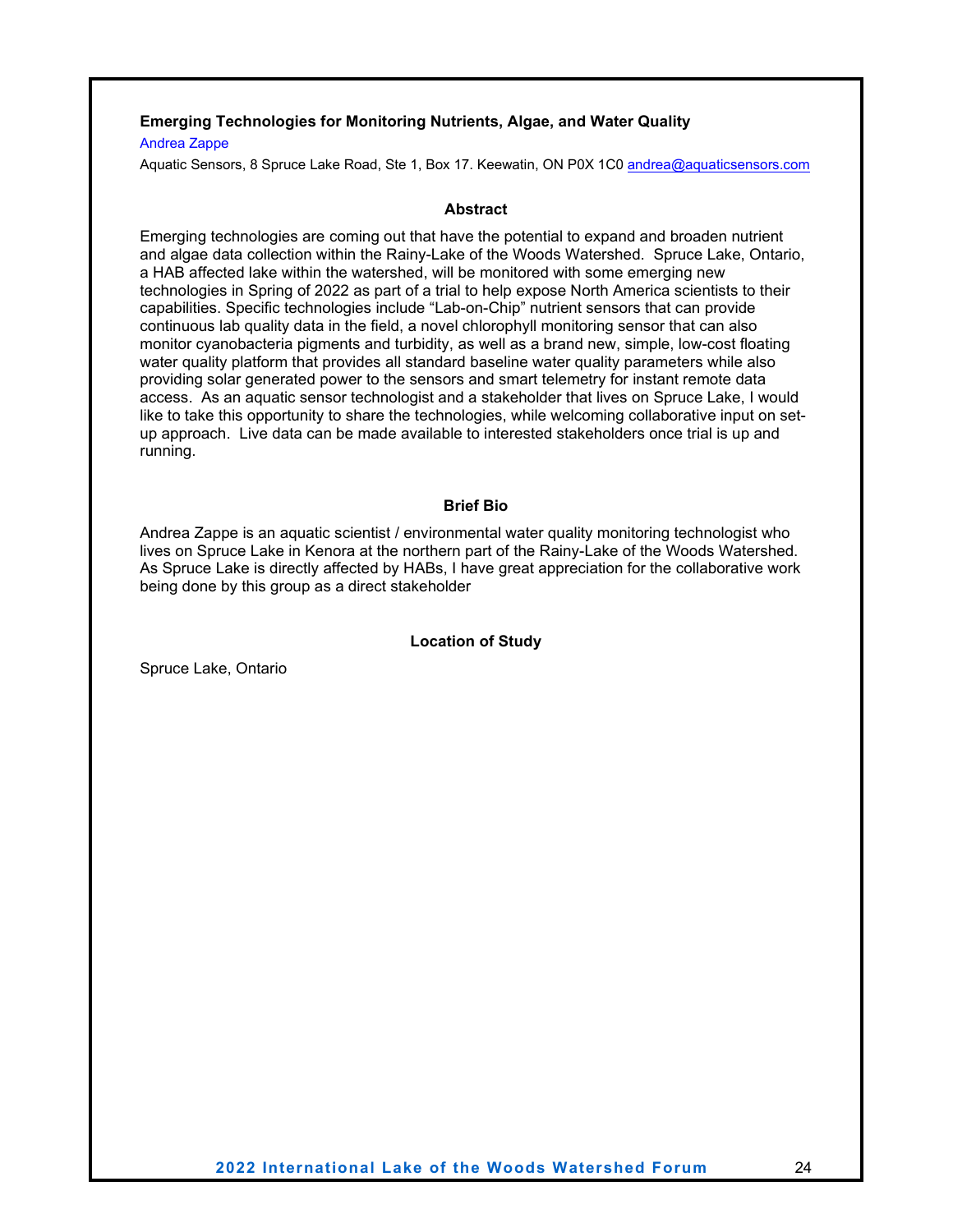### Emerging Technologies for Monitoring Nutrients, Algae, and Water Quality

Andrea Zappe

Aquatic Sensors, 8 Spruce Lake Road, Ste 1, Box 17. Keewatin, ON P0X 1C0 andrea@aquaticsensors.com

#### Abstract

Emerging technologies are coming out that have the potential to expand and broaden nutrient and algae data collection within the Rainy-Lake of the Woods Watershed. Spruce Lake, Ontario, a HAB affected lake within the watershed, will be monitored with some emerging new technologies in Spring of 2022 as part of a trial to help expose North America scientists to their capabilities. Specific technologies include "Lab-on-Chip" nutrient sensors that can provide continuous lab quality data in the field, a novel chlorophyll monitoring sensor that can also monitor cyanobacteria pigments and turbidity, as well as a brand new, simple, low-cost floating water quality platform that provides all standard baseline water quality parameters while also providing solar generated power to the sensors and smart telemetry for instant remote data access. As an aquatic sensor technologist and a stakeholder that lives on Spruce Lake, I would like to take this opportunity to share the technologies, while welcoming collaborative input on set-up approach. Live data can be made available to interested stakeholders once trial is up and running.

#### Brief Bio

Andrea Zappe is an aquatic scientist / environmental water quality monitoring technologist who lives on Spruce Lake in Kenora at the northern part of the Rainy-Lake of the Woods Watershed. As Spruce Lake is directly affected by HABs, I have great appreciation for the collaborative work being done by this group as a direct stakeholder

#### Location of Study

Spruce Lake, Ontario